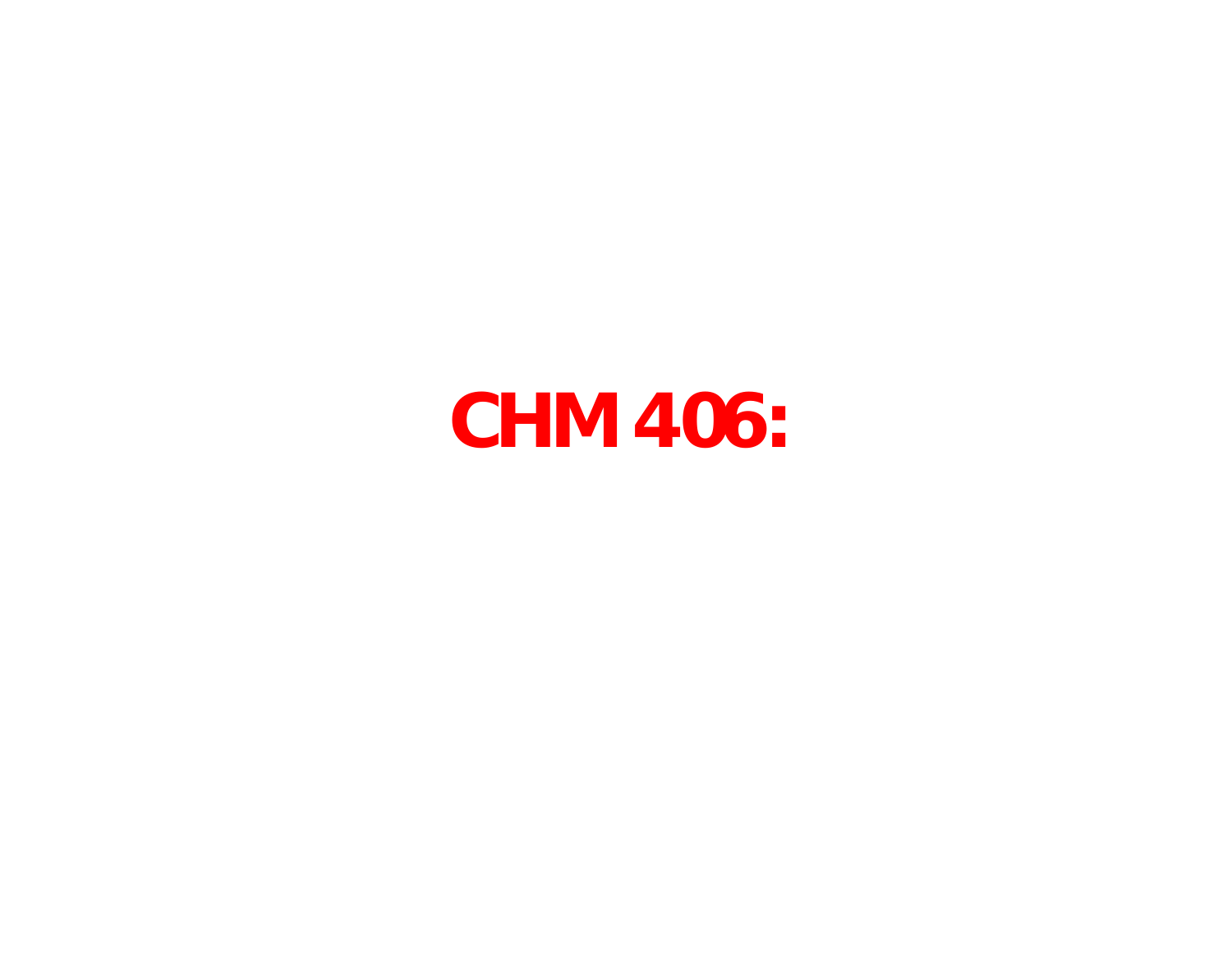# CHM 406: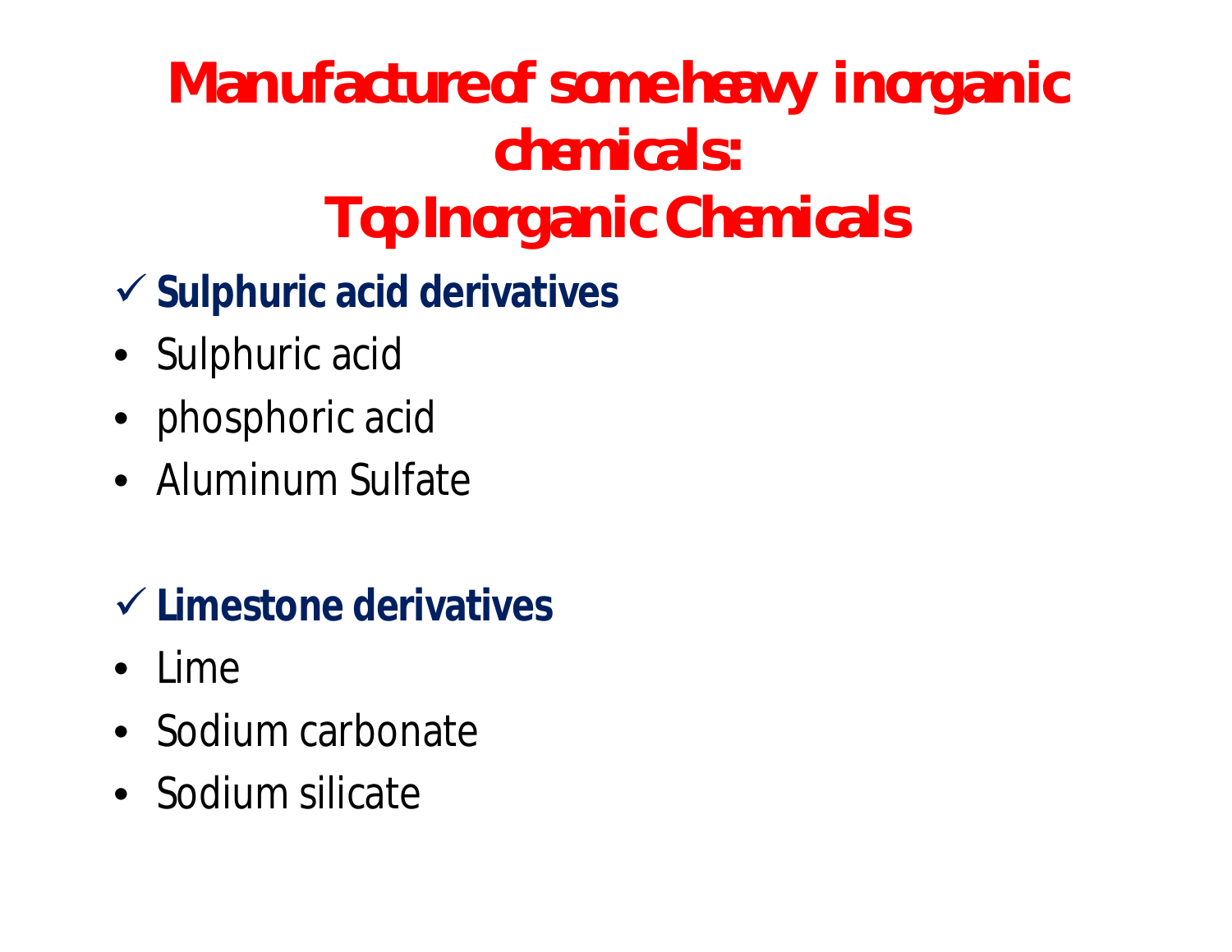# Manufacture of some heavy inorganic chemicals: Top Inorganic Chemicals

✓ **Sulphuric acid derivatives**

- Sulphuric acid
- phosphoric acid
- Aluminum Sulfate

✓ **Limestone derivatives**

- Lime
- Sodium carbonate
- Sodium silicate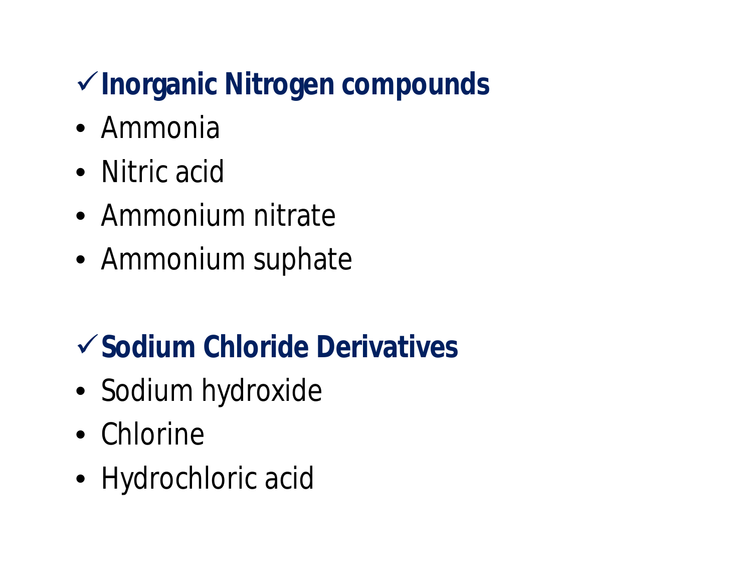✓**Inorganic Nitrogen compounds**

- Ammonia
- Nitric acid
- Ammonium nitrate
- Ammonium suphate

✓**Sodium Chloride Derivatives**

- Sodium hydroxide
- Chlorine
- Hydrochloric acid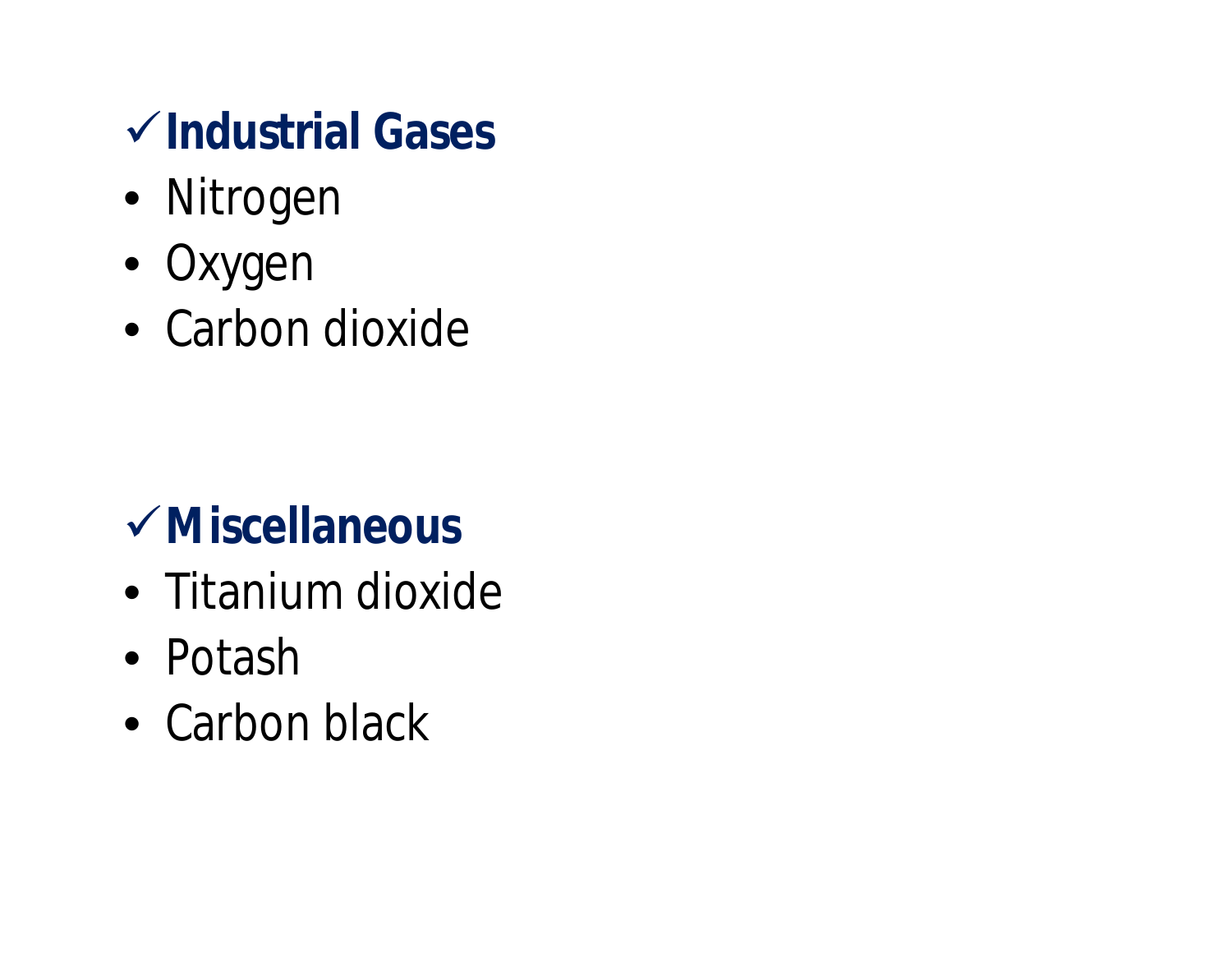✓**Industrial Gases**

- Nitrogen
- Oxygen
- Carbon dioxide

✓**Miscellaneous**

- Titanium dioxide
- Potash
- Carbon black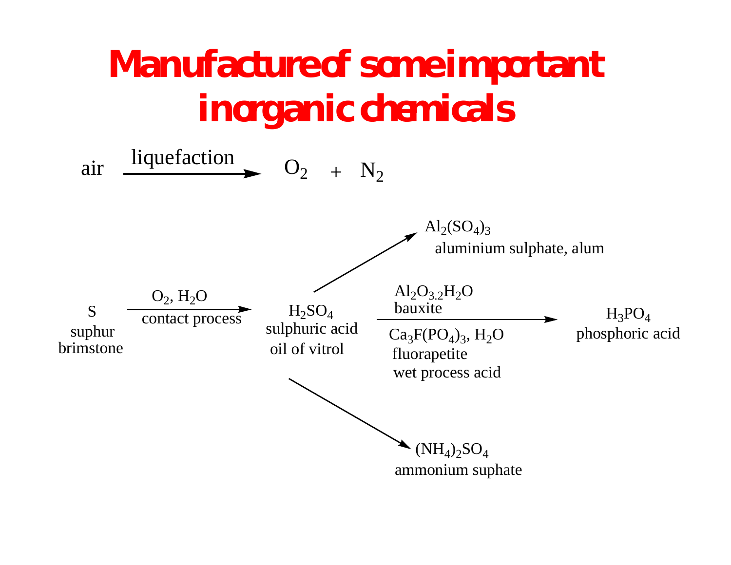# Manufacture of some important inorganic chemicals

$$\text{air} \xrightarrow{\text{liquefaction}} O_2 + N_2$$

$$\underset{\text{suphur brimstone}}{S} \xrightarrow[\text{contact process}]{O_2,\ H_2O} \underset{\text{sulphuric acid, oil of vitrol}}{H_2SO_4}$$

$H_2SO_4 \rightarrow Al_2(SO_4)_3$ aluminium sulphate, alum

$H_2SO_4$ — $Al_2O_{3.2}H_2O$ bauxite; $Ca_3F(PO_4)_3$, $H_2O$ fluorapetite, wet process acid → $H_3PO_4$ phosphoric acid

$H_2SO_4 \rightarrow (NH_4)_2SO_4$ ammonium suphate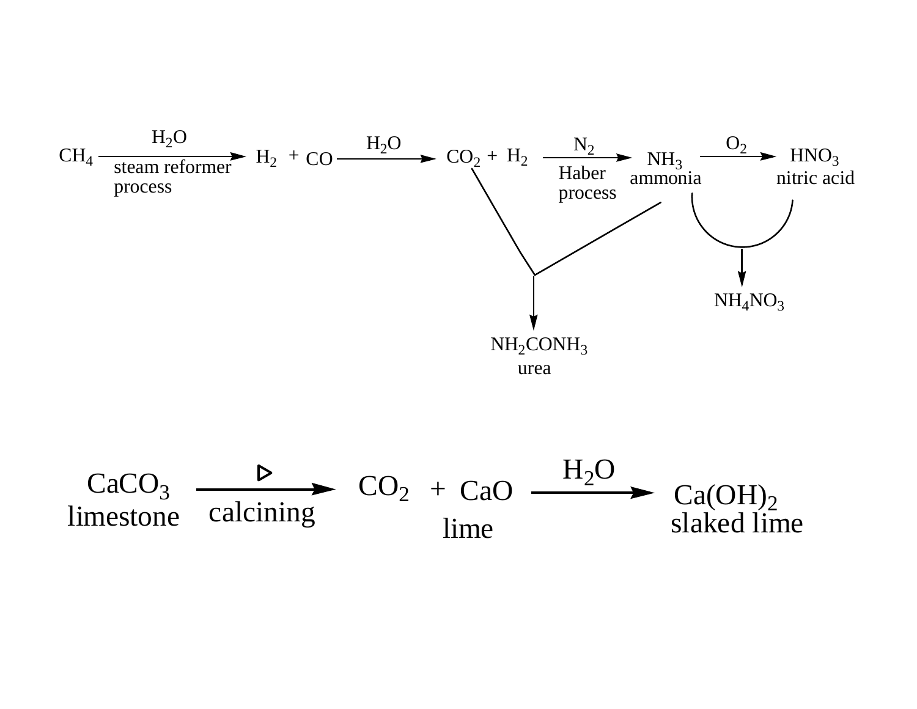$$CH_4 \xrightarrow[\text{steam reformer process}]{H_2O} H_2 + CO \xrightarrow{H_2O} CO_2 + H_2 \xrightarrow[\text{Haber process}]{N_2} \underset{\text{ammonia}}{NH_3} \xrightarrow{O_2} \underset{\text{nitric acid}}{HNO_3}$$

$$CO_2 + NH_3 \longrightarrow \underset{\text{urea}}{NH_2CONH_3}$$

$$NH_3 + HNO_3 \longrightarrow NH_4NO_3$$

$$\underset{\text{limestone}}{CaCO_3} \xrightarrow[\text{calcining}]{\Delta} CO_2 + \underset{\text{lime}}{CaO} \xrightarrow{H_2O} \underset{\text{slaked lime}}{Ca(OH)_2}$$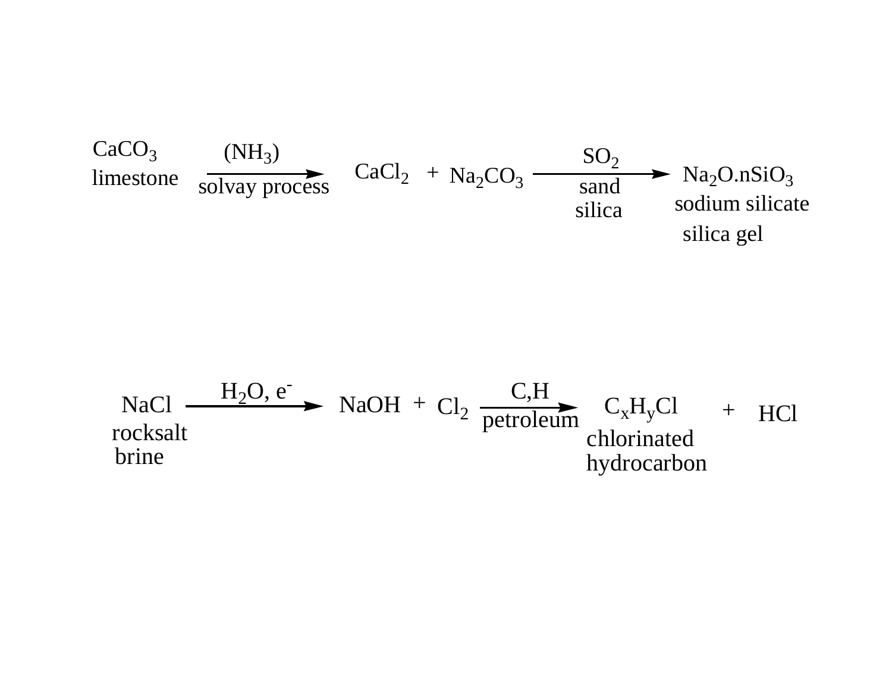$$CaCO_3 \xrightarrow[\text{solvay process}]{(NH_3)} CaCl_2 + Na_2CO_3 \xrightarrow[\text{sand silica}]{SO_2} Na_2O.nSiO_3$$

limestone

sodium silicate

silica gel

$$NaCl \xrightarrow{H_2O,\ e^-} NaOH + Cl_2 \xrightarrow[\text{petroleum}]{C,H} C_xH_yCl + HCl$$

rocksalt

brine

chlorinated hydrocarbon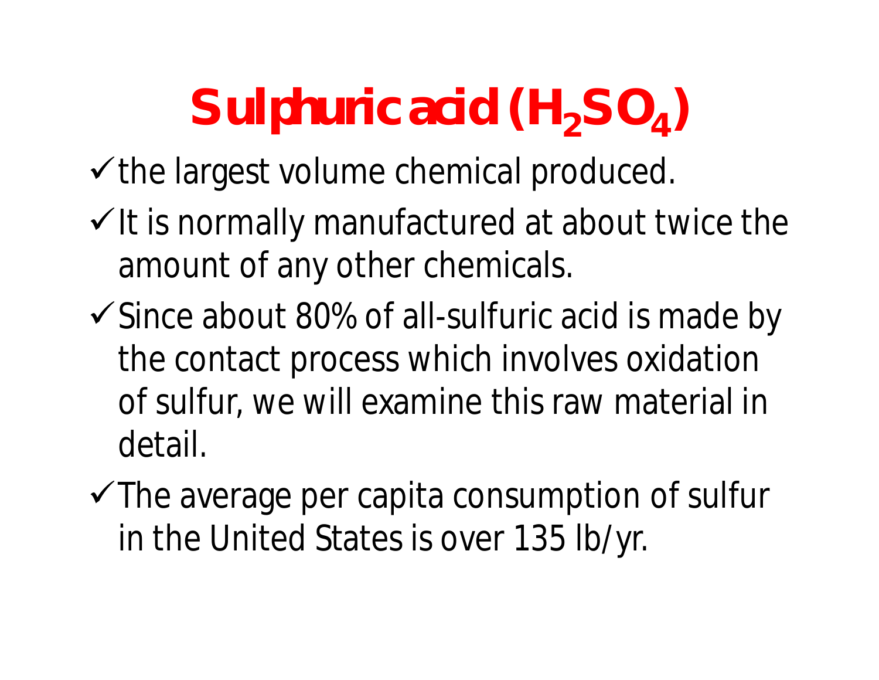# Sulphuric acid ($H_2SO_4$)

- ✓ the largest volume chemical produced.
- ✓ It is normally manufactured at about twice the amount of any other chemicals.
- ✓ Since about 80% of all-sulfuric acid is made by the contact process which involves oxidation of sulfur, we will examine this raw material in detail.
- ✓ The average per capita consumption of sulfur in the United States is over 135 lb/yr.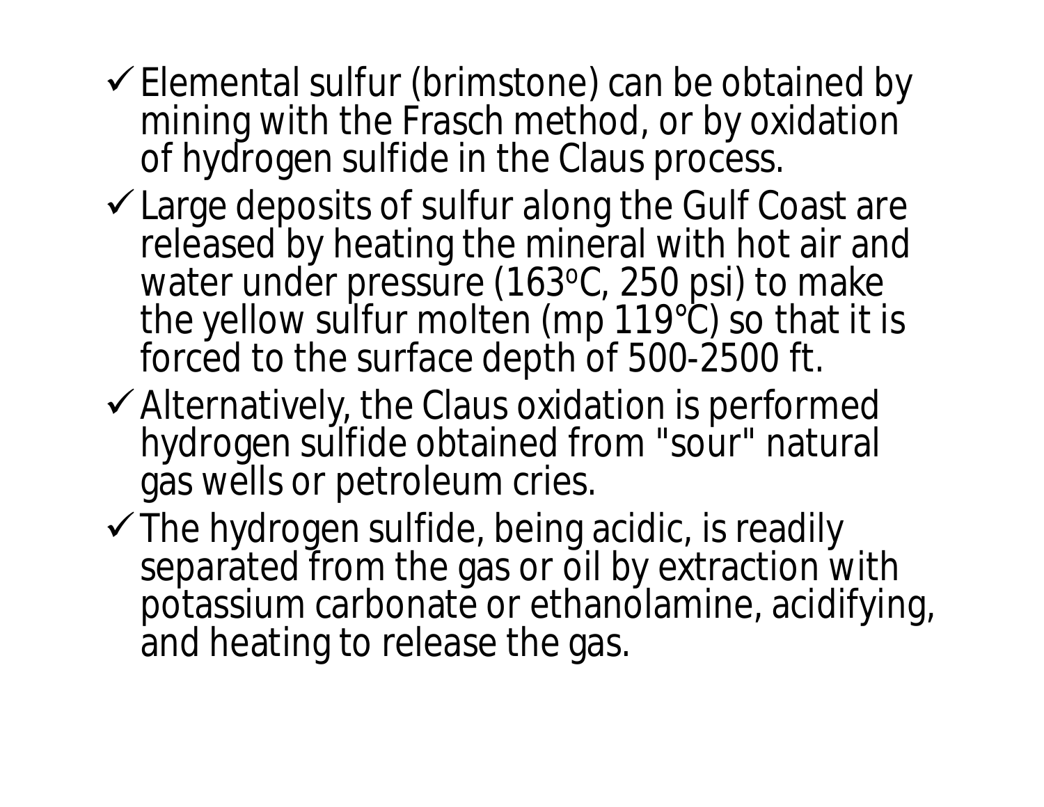- ✓ Elemental sulfur (brimstone) can be obtained by mining with the Frasch method, or by oxidation of hydrogen sulfide in the Claus process.
- ✓ Large deposits of sulfur along the Gulf Coast are released by heating the mineral with hot air and water under pressure (163$^{o}$C, 250 psi) to make the yellow sulfur molten (mp 119°C) so that it is forced to the surface depth of 500-2500 ft.
- ✓ Alternatively, the Claus oxidation is performed hydrogen sulfide obtained from "sour" natural gas wells or petroleum cries.
- ✓ The hydrogen sulfide, being acidic, is readily separated from the gas or oil by extraction with potassium carbonate or ethanolamine, acidifying, and heating to release the gas.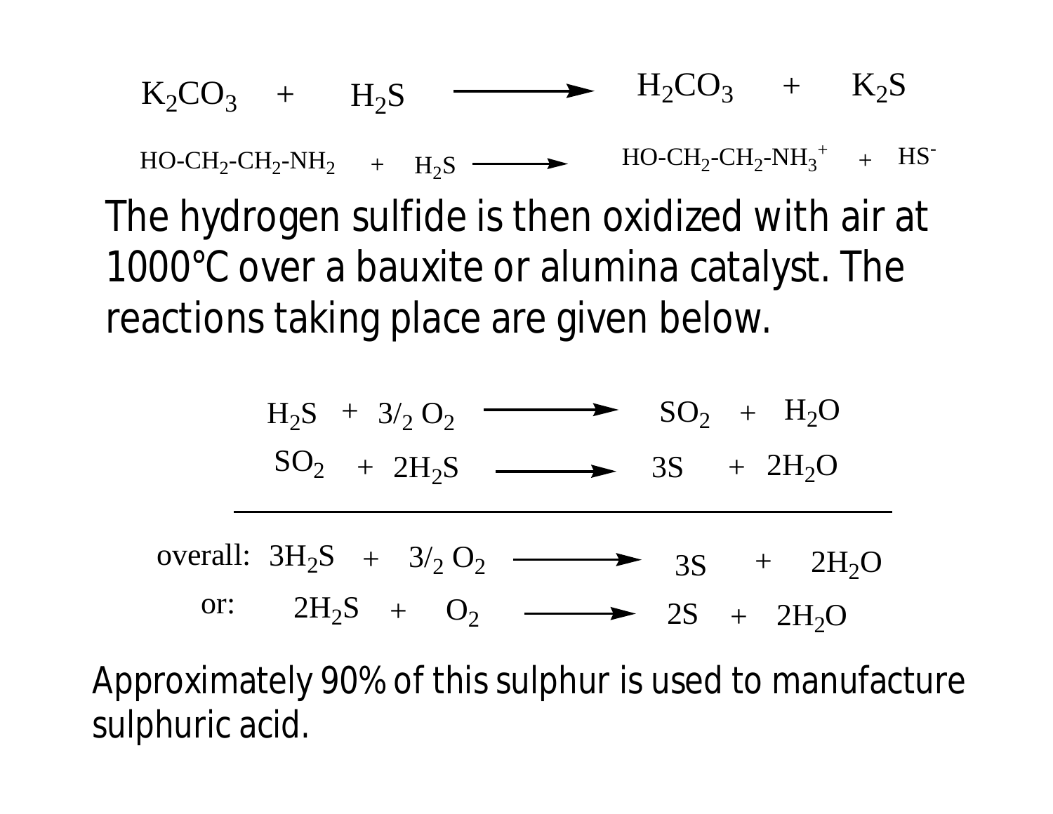$$K_2CO_3 + H_2S \longrightarrow H_2CO_3 + K_2S$$

$$HO\text{-}CH_2\text{-}CH_2\text{-}NH_2 + H_2S \longrightarrow HO\text{-}CH_2\text{-}CH_2\text{-}NH_3^+ + HS^-$$

The hydrogen sulfide is then oxidized with air at 1000°C over a bauxite or alumina catalyst. The reactions taking place are given below.

$$H_2S + 3/_2\, O_2 \longrightarrow SO_2 + H_2O$$

$$SO_2 + 2H_2S \longrightarrow 3S + 2H_2O$$

overall: $$3H_2S + 3/_2\, O_2 \longrightarrow 3S + 2H_2O$$

or: $$2H_2S + O_2 \longrightarrow 2S + 2H_2O$$

Approximately 90% of this sulphur is used to manufacture sulphuric acid.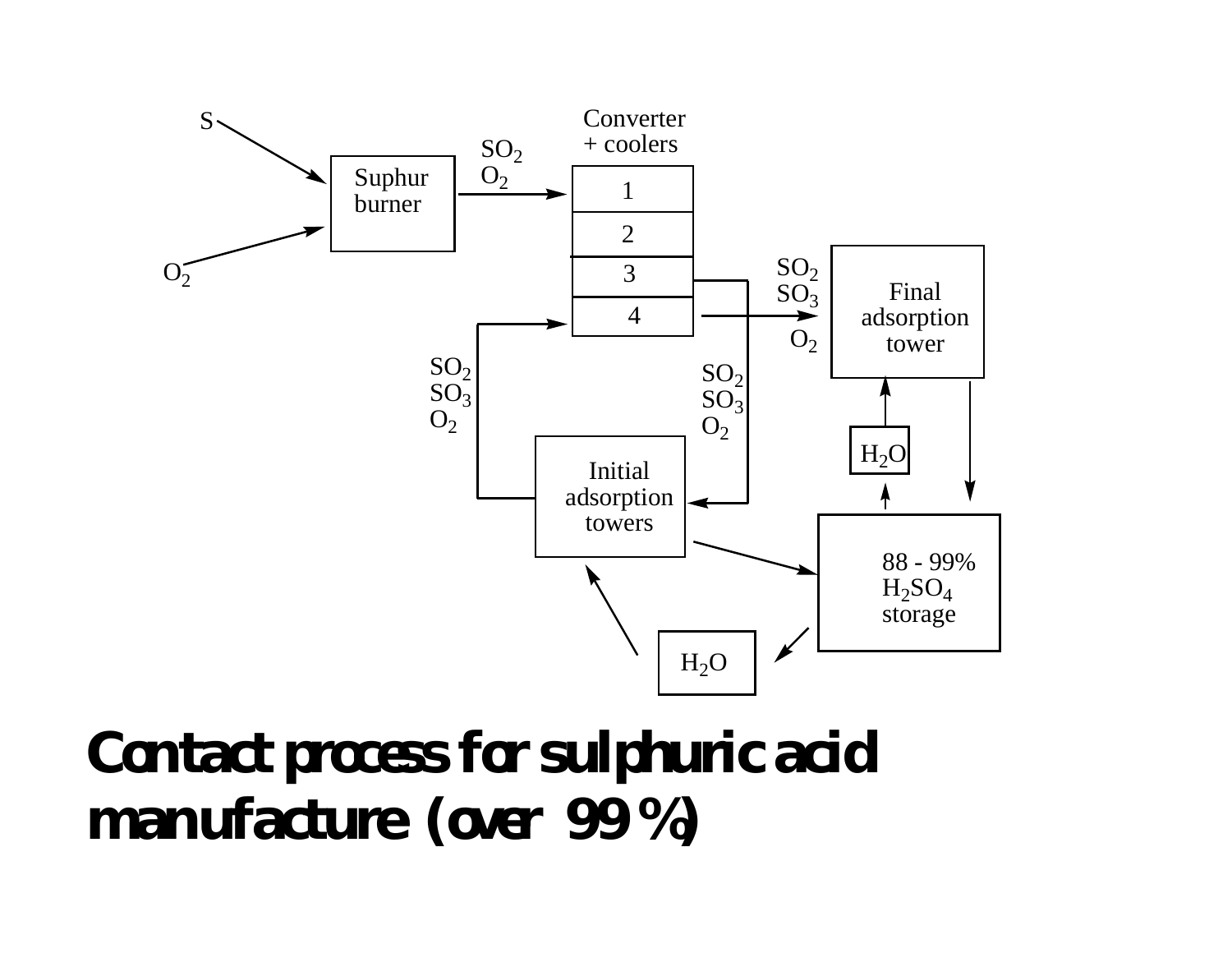S

$O_2$

Suphur burner

$SO_2$
$O_2$

Converter + coolers

1

2

3

4

$SO_2$
$SO_3$
$O_2$

Final adsorption tower

$SO_2$
$SO_3$
$O_2$

$SO_2$
$SO_3$
$O_2$

$H_2O$

Initial adsorption towers

88 - 99% $H_2SO_4$ storage

$H_2O$

# Contact process for sulphuric acid manufacture (over 99 %)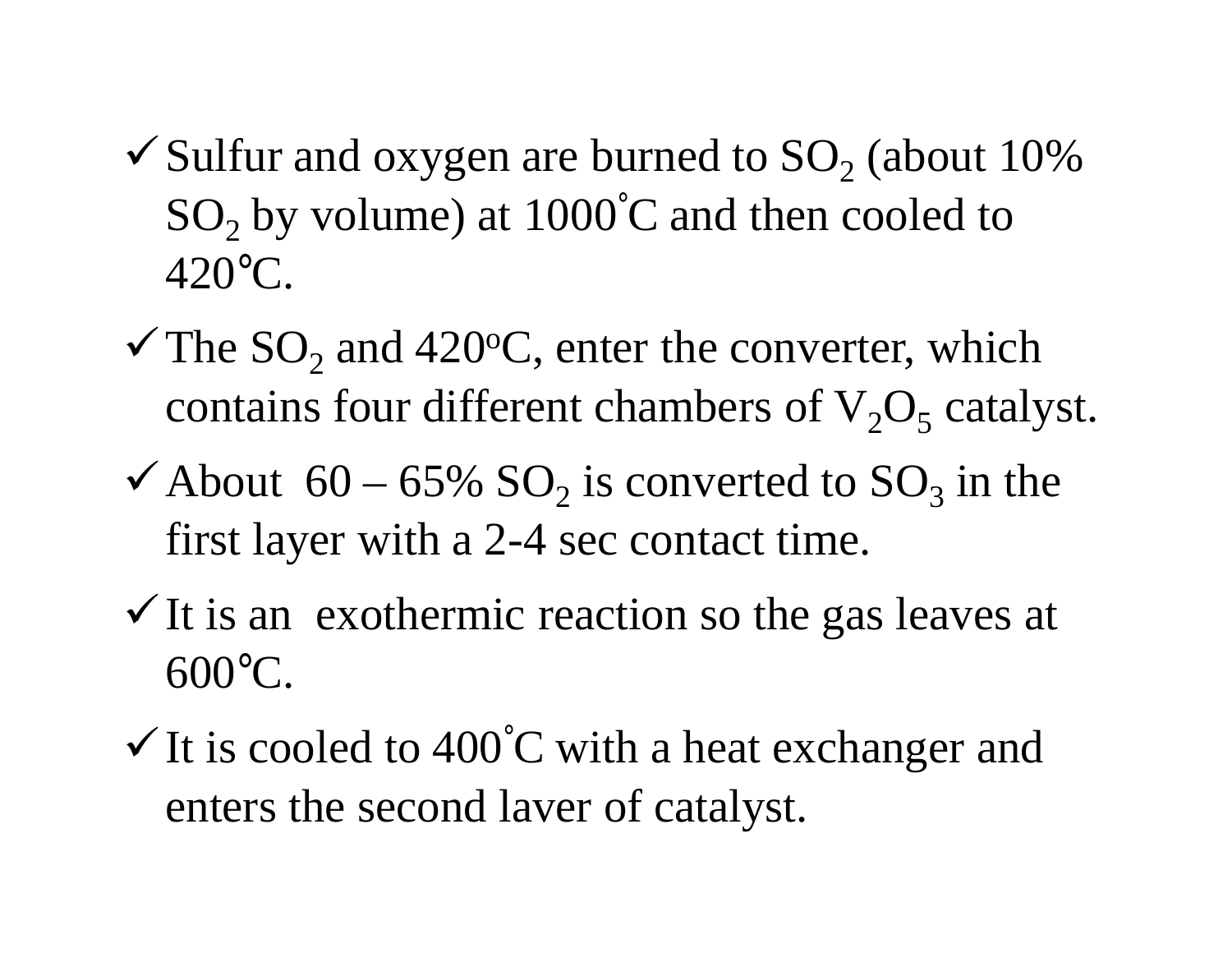- Sulfur and oxygen are burned to $SO_2$ (about 10% $SO_2$ by volume) at 1000˚C and then cooled to 420℃.
- The $SO_2$ and 420$^o$C, enter the converter, which contains four different chambers of $V_2O_5$ catalyst.
- About 60 – 65% $SO_2$ is converted to $SO_3$ in the first layer with a 2-4 sec contact time.
- It is an exothermic reaction so the gas leaves at 600℃.
- It is cooled to 400˚C with a heat exchanger and enters the second laver of catalyst.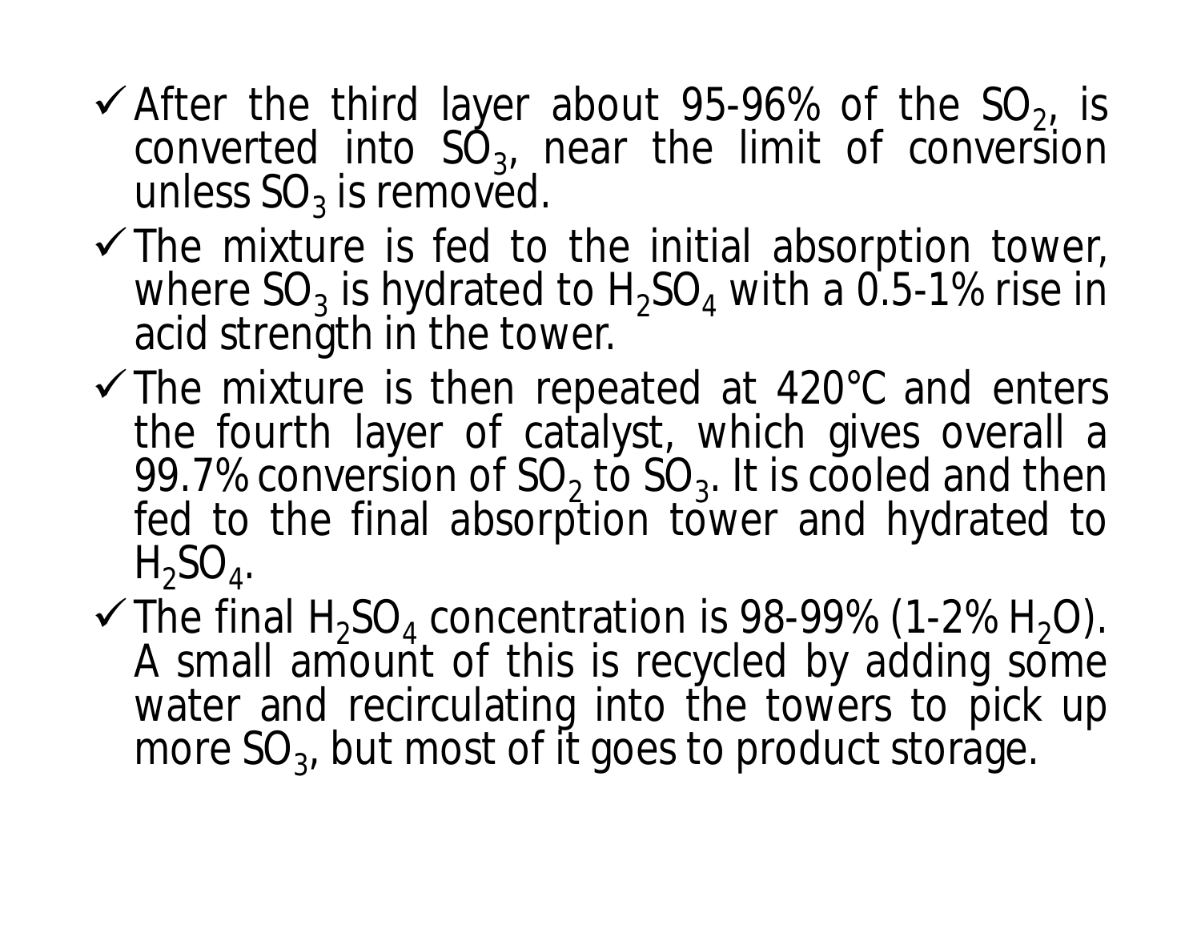- ✓ After the third layer about 95-96% of the $SO_2$, is converted into $SO_3$, near the limit of conversion unless $SO_3$ is removed.
- ✓ The mixture is fed to the initial absorption tower, where $SO_3$ is hydrated to $H_2SO_4$ with a 0.5-1% rise in acid strength in the tower.
- ✓ The mixture is then repeated at 420°C and enters the fourth layer of catalyst, which gives overall a 99.7% conversion of $SO_2$ to $SO_3$. It is cooled and then fed to the final absorption tower and hydrated to $H_2SO_4$.
- ✓ The final $H_2SO_4$ concentration is 98-99% (1-2% $H_2O$). A small amount of this is recycled by adding some water and recirculating into the towers to pick up more $SO_3$, but most of it goes to product storage.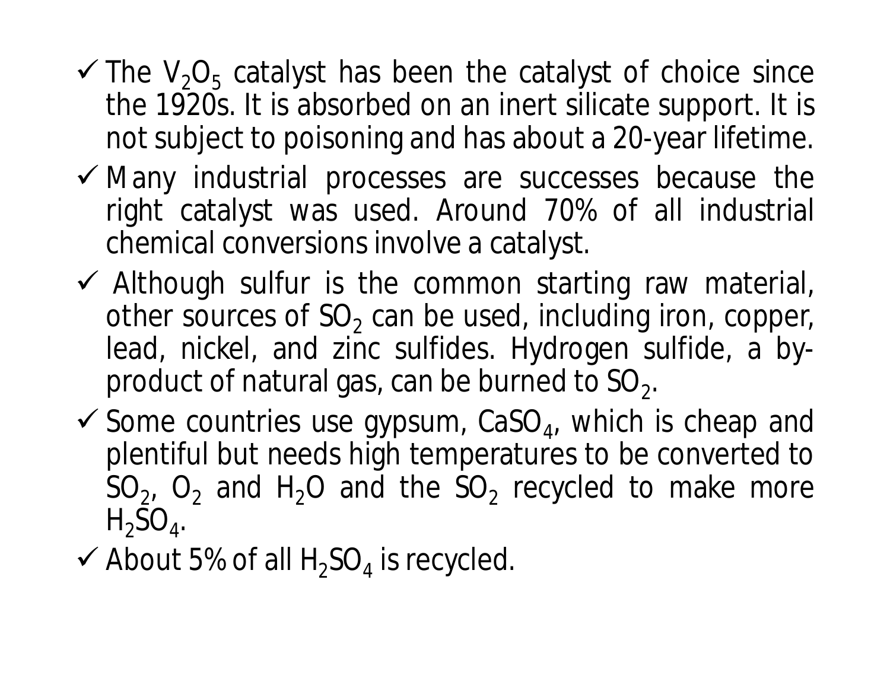- ✓ The $V_2O_5$ catalyst has been the catalyst of choice since the 1920s. It is absorbed on an inert silicate support. It is not subject to poisoning and has about a 20-year lifetime.
- ✓ Many industrial processes are successes because the right catalyst was used. Around 70% of all industrial chemical conversions involve a catalyst.
- ✓ Although sulfur is the common starting raw material, other sources of $SO_2$ can be used, including iron, copper, lead, nickel, and zinc sulfides. Hydrogen sulfide, a by-product of natural gas, can be burned to $SO_2$.
- ✓ Some countries use gypsum, $CaSO_4$, which is cheap and plentiful but needs high temperatures to be converted to $SO_2$, $O_2$ and $H_2O$ and the $SO_2$ recycled to make more $H_2SO_4$.
- ✓ About 5% of all $H_2SO_4$ is recycled.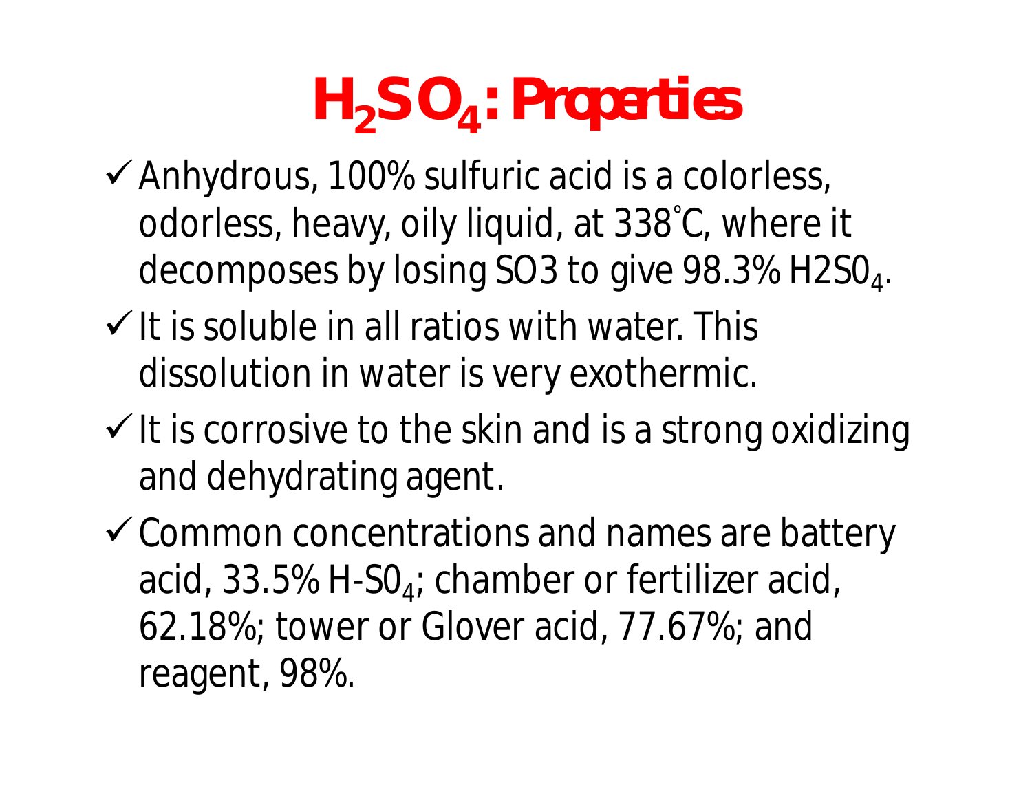# $H_2SO_4$: Properties

- ✓ Anhydrous, 100% sulfuric acid is a colorless, odorless, heavy, oily liquid, at 338˚C, where it decomposes by losing SO3 to give 98.3% $H2S0_4$.
- ✓ It is soluble in all ratios with water. This dissolution in water is very exothermic.
- ✓ It is corrosive to the skin and is a strong oxidizing and dehydrating agent.
- ✓ Common concentrations and names are battery acid, 33.5% $H\text{-}S0_4$; chamber or fertilizer acid, 62.18%; tower or Glover acid, 77.67%; and reagent, 98%.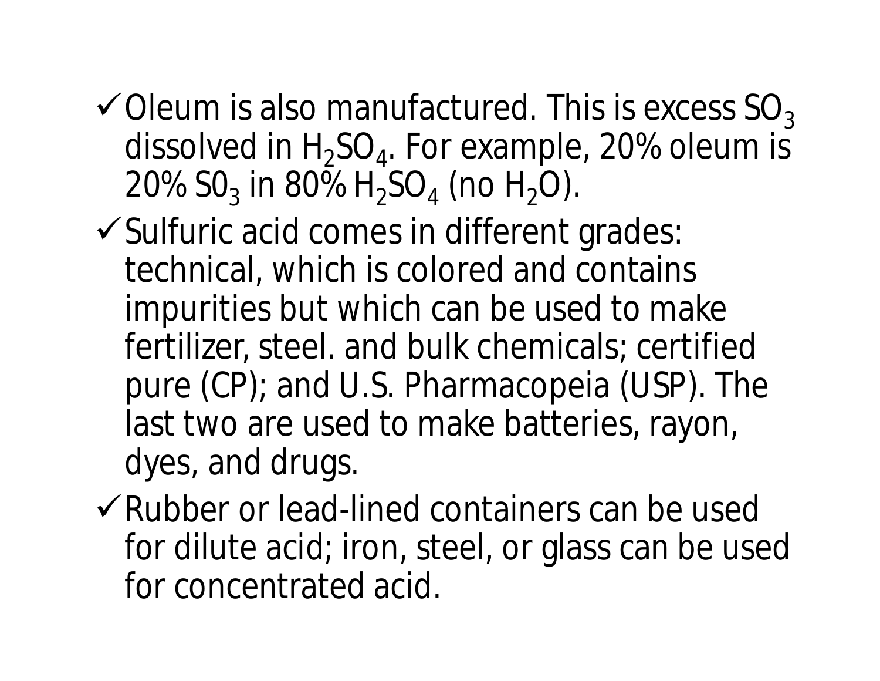- Oleum is also manufactured. This is excess $SO_3$ dissolved in $H_2SO_4$. For example, 20% oleum is 20% $S0_3$ in 80% $H_2SO_4$ (no $H_2O$).
- Sulfuric acid comes in different grades: technical, which is colored and contains impurities but which can be used to make fertilizer, steel. and bulk chemicals; certified pure (CP); and U.S. Pharmacopeia (USP). The last two are used to make batteries, rayon, dyes, and drugs.
- Rubber or lead-lined containers can be used for dilute acid; iron, steel, or glass can be used for concentrated acid.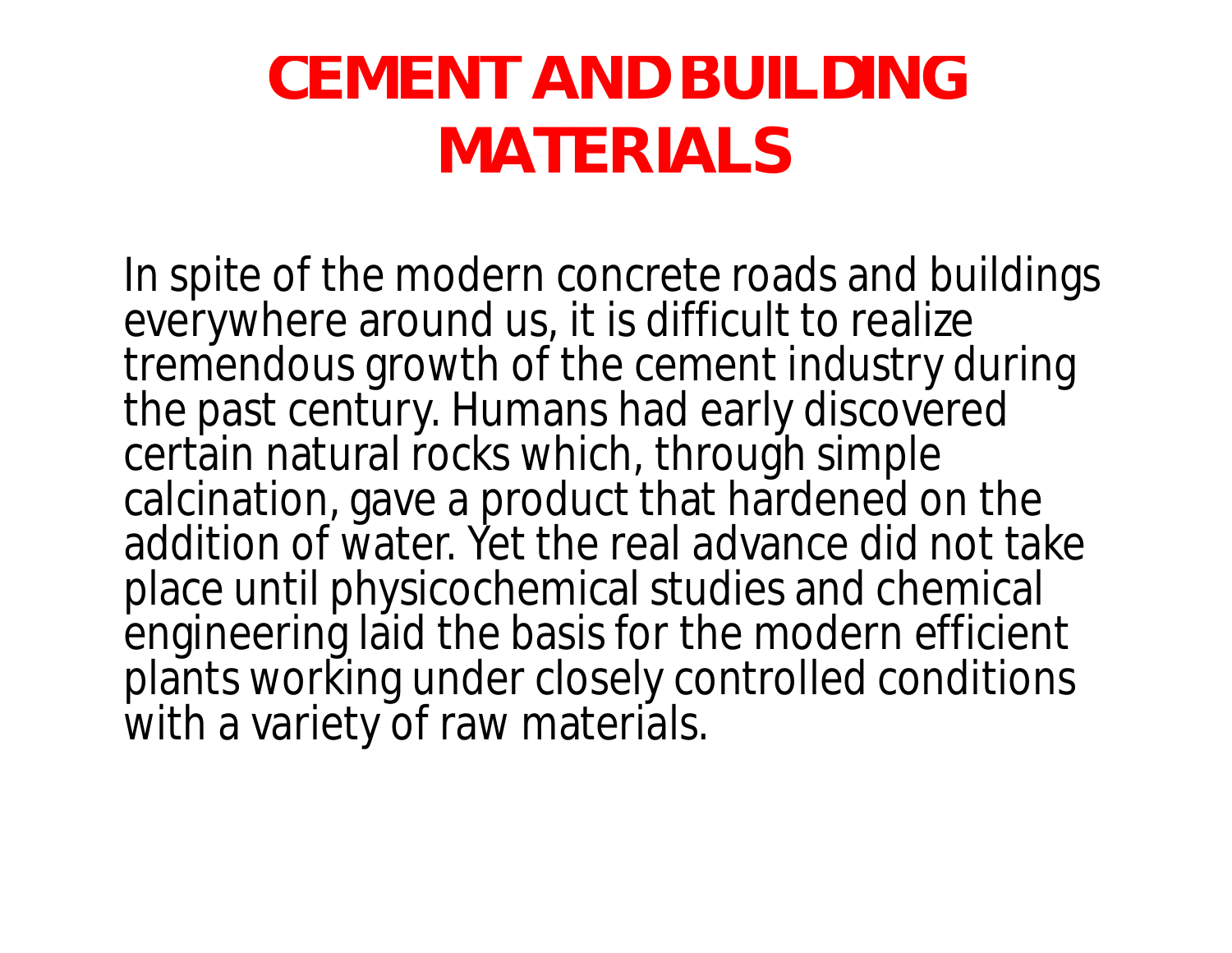# CEMENT AND BUILDING MATERIALS

In spite of the modern concrete roads and buildings everywhere around us, it is difficult to realize tremendous growth of the cement industry during the past century. Humans had early discovered certain natural rocks which, through simple calcination, gave a product that hardened on the addition of water. Yet the real advance did not take place until physicochemical studies and chemical engineering laid the basis for the modern efficient plants working under closely controlled conditions with a variety of raw materials.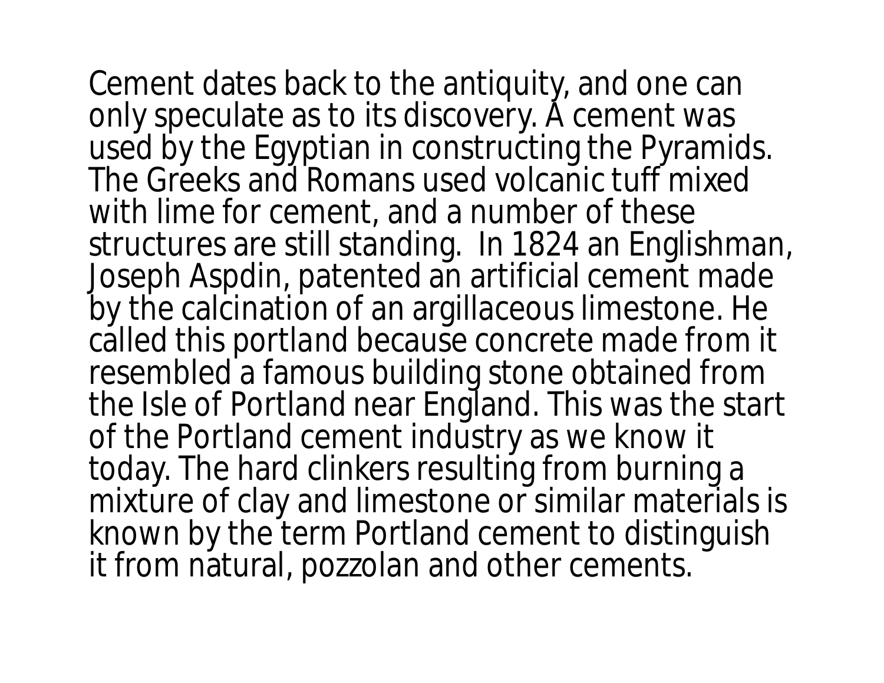Cement dates back to the antiquity, and one can only speculate as to its discovery. A cement was used by the Egyptian in constructing the Pyramids. The Greeks and Romans used volcanic tuff mixed with lime for cement, and a number of these structures are still standing.  In 1824 an Englishman, Joseph Aspdin, patented an artificial cement made by the calcination of an argillaceous limestone. He called this portland because concrete made from it resembled a famous building stone obtained from the Isle of Portland near England. This was the start of the Portland cement industry as we know it today. The hard clinkers resulting from burning a mixture of clay and limestone or similar materials is known by the term Portland cement to distinguish it from natural, pozzolan and other cements.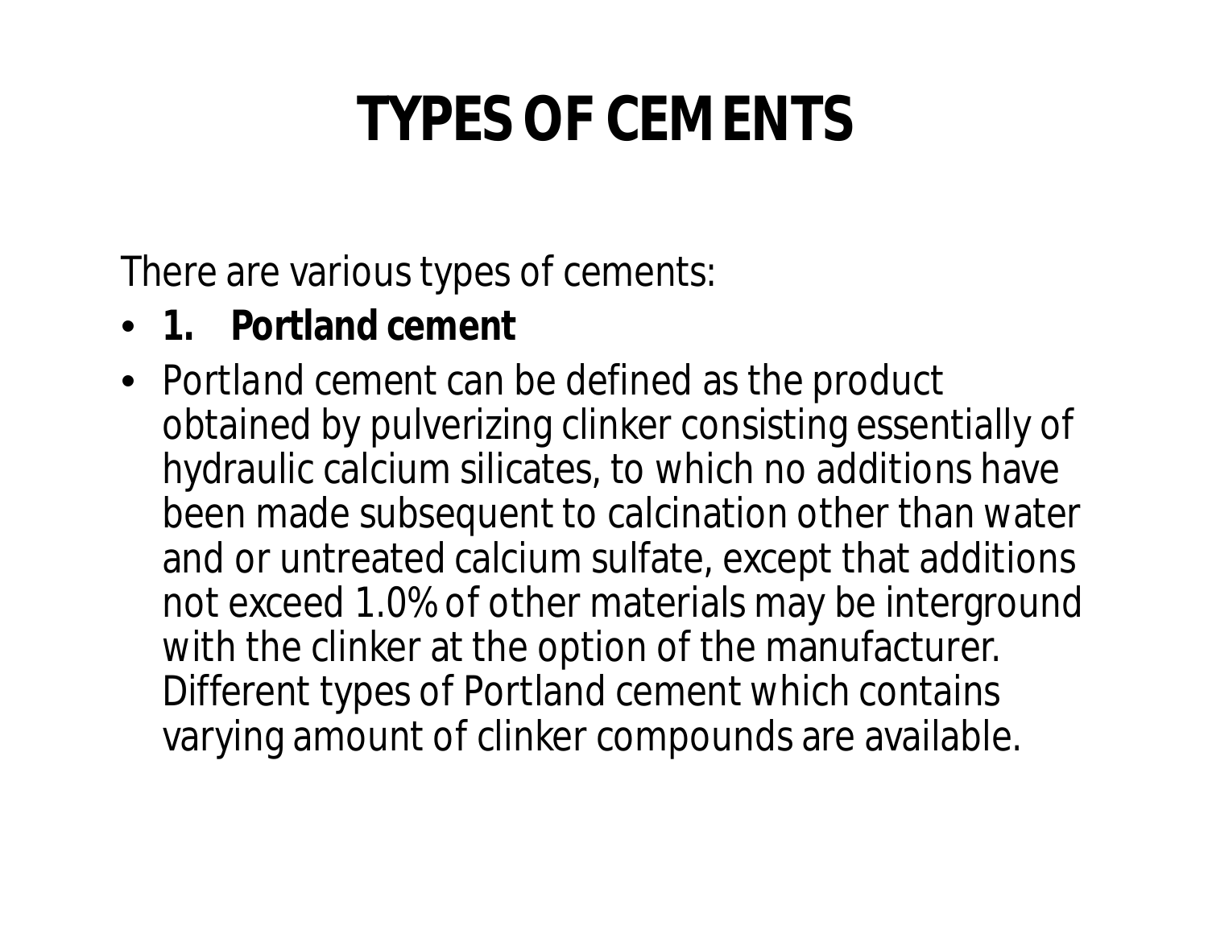# TYPES OF CEMENTS

There are various types of cements:

- **1. Portland cement**
- Portland cement can be defined as the product obtained by pulverizing clinker consisting essentially of hydraulic calcium silicates, to which no additions have been made subsequent to calcination other than water and or untreated calcium sulfate, except that additions not exceed 1.0% of other materials may be interground with the clinker at the option of the manufacturer. Different types of Portland cement which contains varying amount of clinker compounds are available.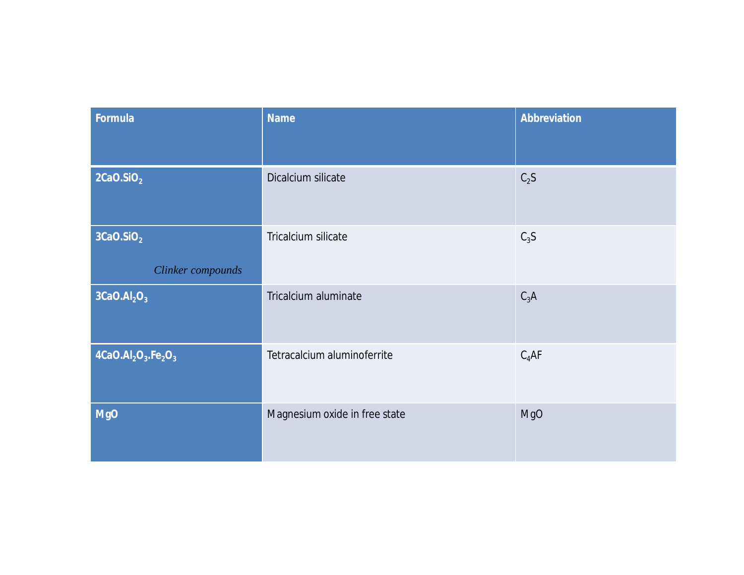| Formula | Name | Abbreviation |
| --- | --- | --- |
| $2CaO.SiO_2$ | Dicalcium silicate | $C_2S$ |
| $3CaO.SiO_2$ *Clinker compounds* | Tricalcium silicate | $C_3S$ |
| $3CaO.Al_2O_3$ | Tricalcium aluminate | $C_3A$ |
| $4CaO.Al_2O_3.Fe_2O_3$ | Tetracalcium aluminoferrite | $C_4AF$ |
| $MgO$ | Magnesium oxide in free state | $MgO$ |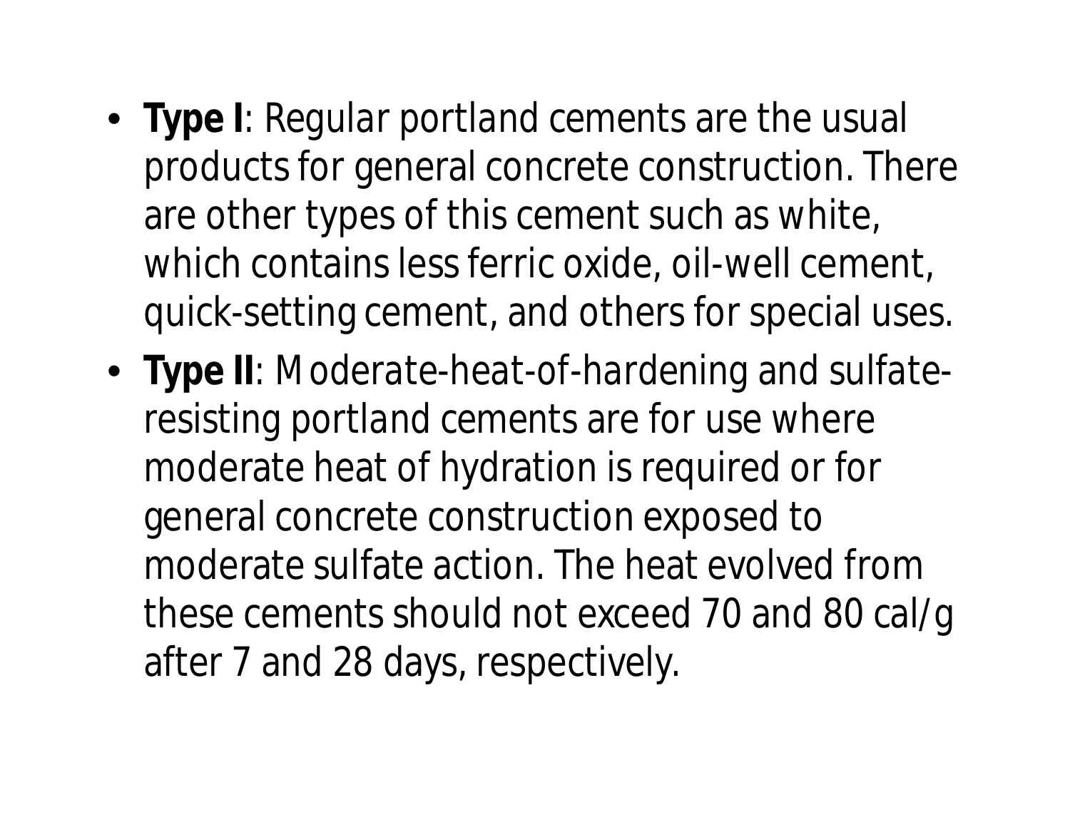- **Type I**: Regular portland cements are the usual products for general concrete construction. There are other types of this cement such as white, which contains less ferric oxide, oil-well cement, quick-setting cement, and others for special uses.
- **Type II**: Moderate-heat-of-hardening and sulfate-resisting portland cements are for use where moderate heat of hydration is required or for general concrete construction exposed to moderate sulfate action. The heat evolved from these cements should not exceed 70 and 80 cal/g after 7 and 28 days, respectively.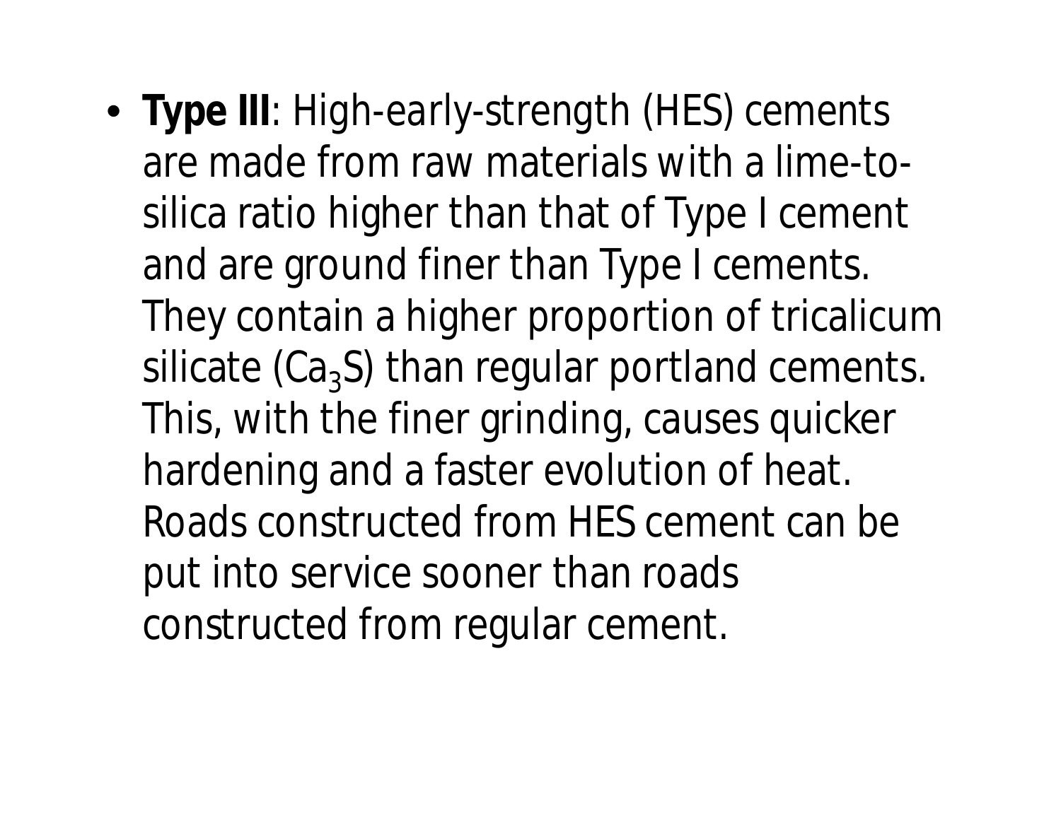- **Type III**: High-early-strength (HES) cements are made from raw materials with a lime-to-silica ratio higher than that of Type I cement and are ground finer than Type I cements. They contain a higher proportion of tricalicum silicate ($Ca_3S$) than regular portland cements. This, with the finer grinding, causes quicker hardening and a faster evolution of heat. Roads constructed from HES cement can be put into service sooner than roads constructed from regular cement.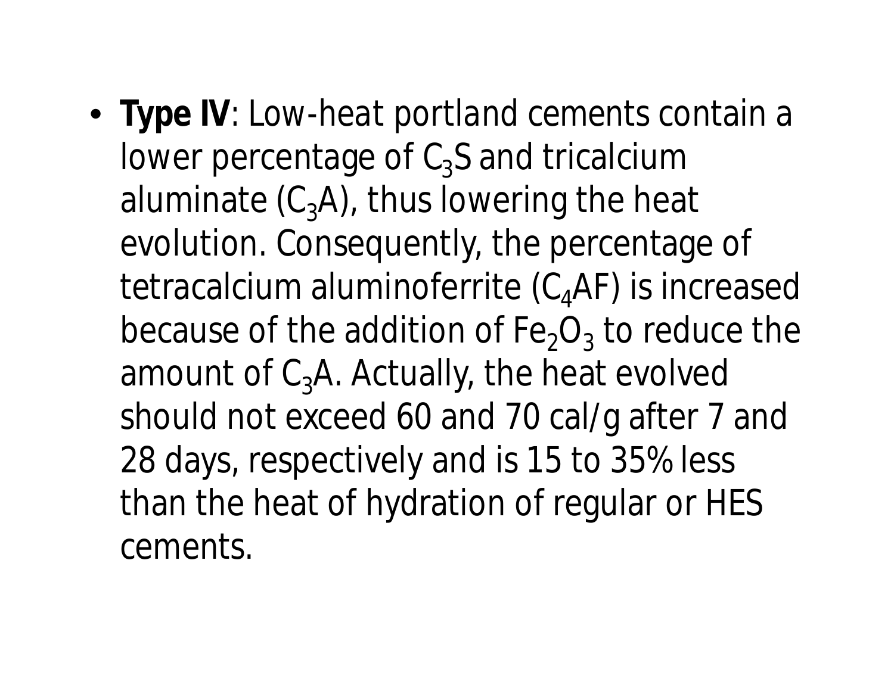- **Type IV**: Low-heat portland cements contain a lower percentage of $C_3S$ and tricalcium aluminate ($C_3A$), thus lowering the heat evolution. Consequently, the percentage of tetracalcium aluminoferrite ($C_4AF$) is increased because of the addition of $Fe_2O_3$ to reduce the amount of $C_3A$. Actually, the heat evolved should not exceed 60 and 70 cal/g after 7 and 28 days, respectively and is 15 to 35% less than the heat of hydration of regular or HES cements.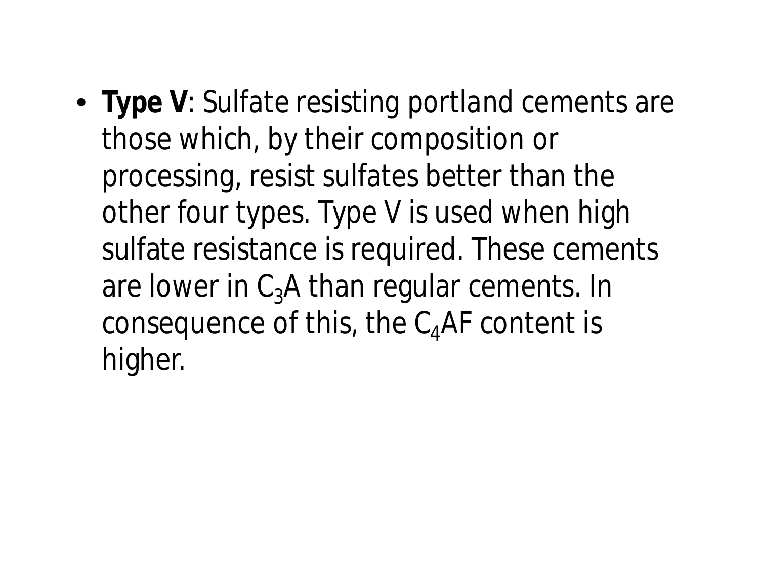- **Type V**: Sulfate resisting portland cements are those which, by their composition or processing, resist sulfates better than the other four types. Type V is used when high sulfate resistance is required. These cements are lower in $C_3A$ than regular cements. In consequence of this, the $C_4AF$ content is higher.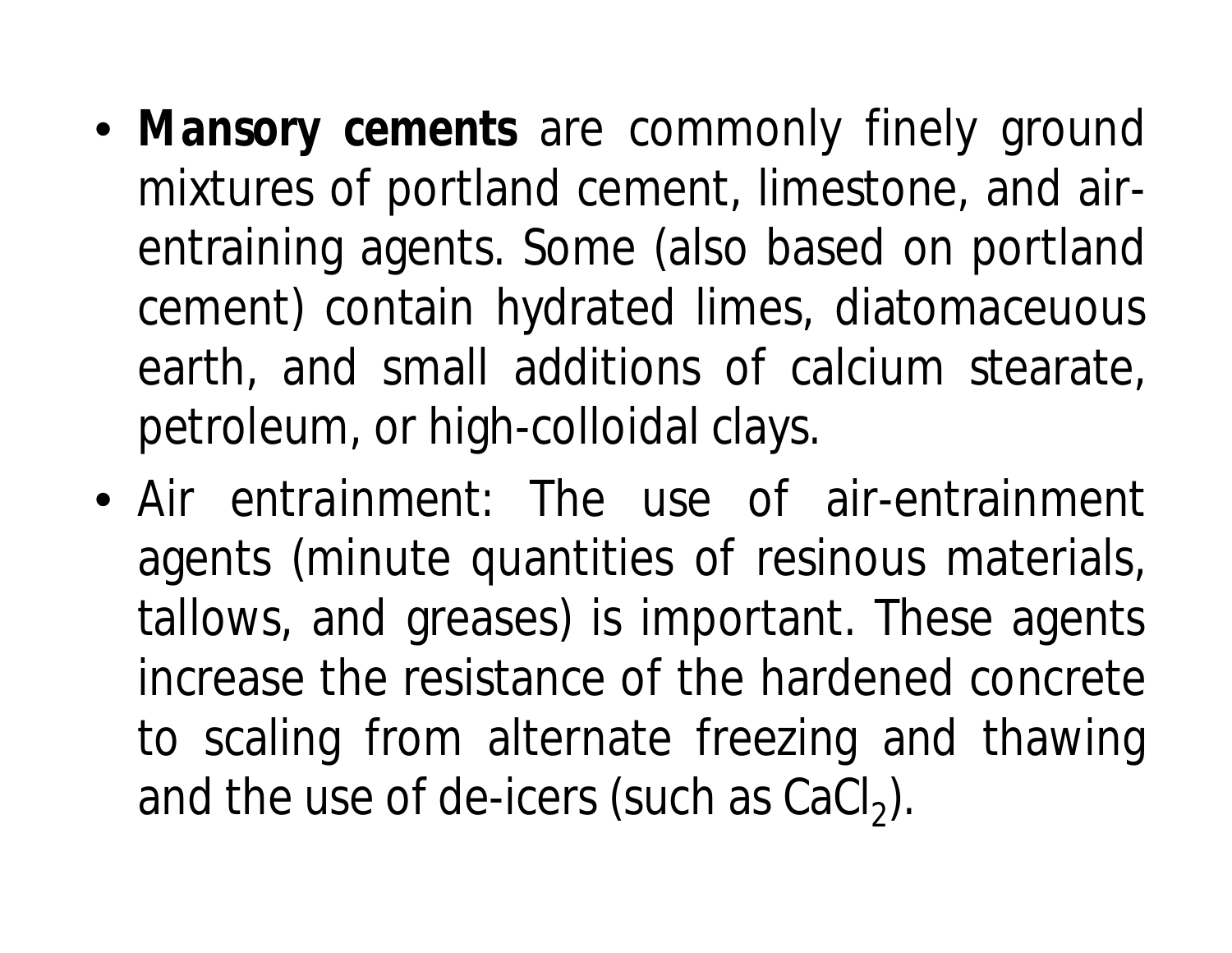- **Mansory cements** are commonly finely ground mixtures of portland cement, limestone, and air-entraining agents. Some (also based on portland cement) contain hydrated limes, diatomaceuous earth, and small additions of calcium stearate, petroleum, or high-colloidal clays.
- Air entrainment: The use of air-entrainment agents (minute quantities of resinous materials, tallows, and greases) is important. These agents increase the resistance of the hardened concrete to scaling from alternate freezing and thawing and the use of de-icers (such as $CaCl_2$).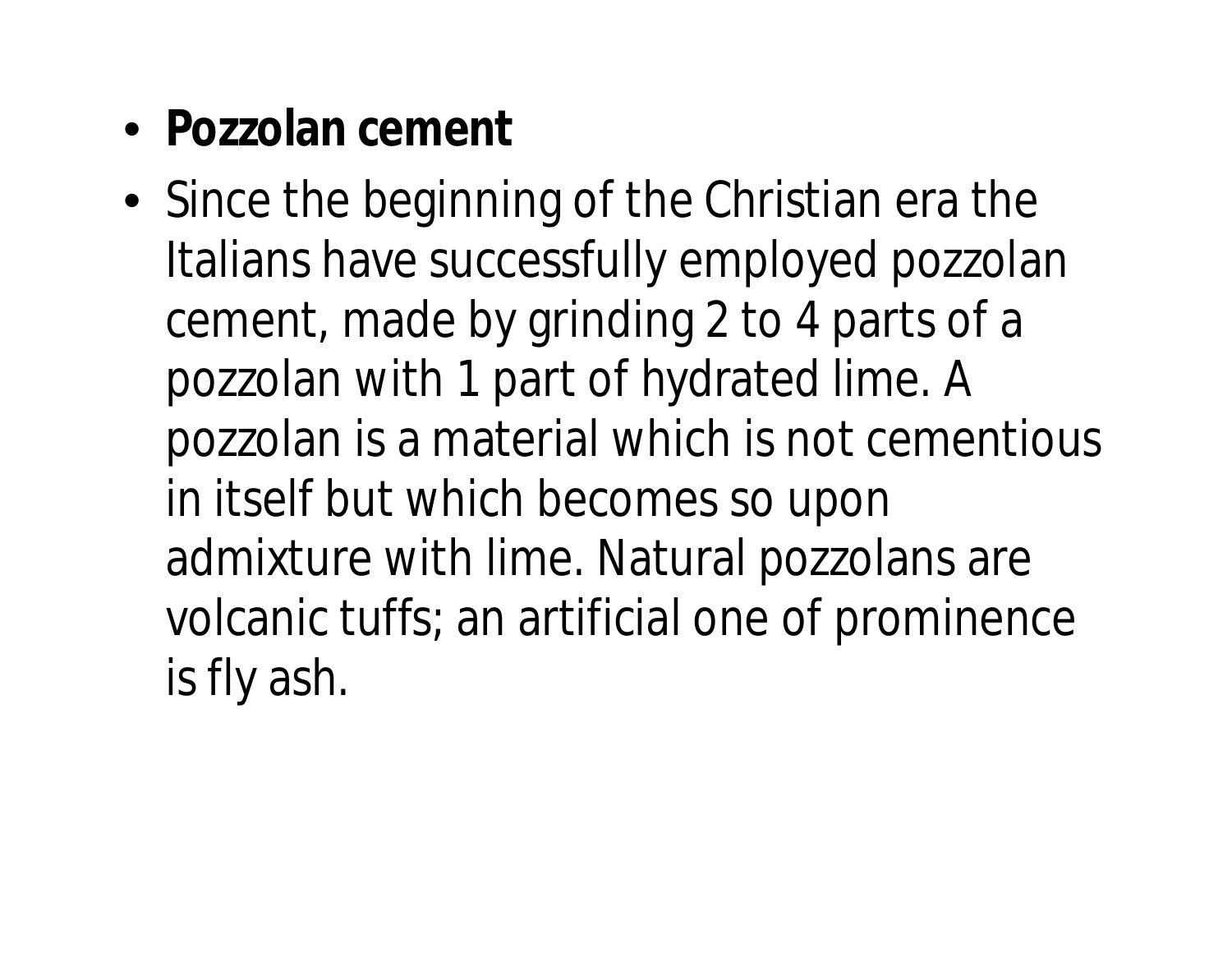- **Pozzolan cement**
- Since the beginning of the Christian era the Italians have successfully employed pozzolan cement, made by grinding 2 to 4 parts of a pozzolan with 1 part of hydrated lime. A pozzolan is a material which is not cementious in itself but which becomes so upon admixture with lime. Natural pozzolans are volcanic tuffs; an artificial one of prominence is fly ash.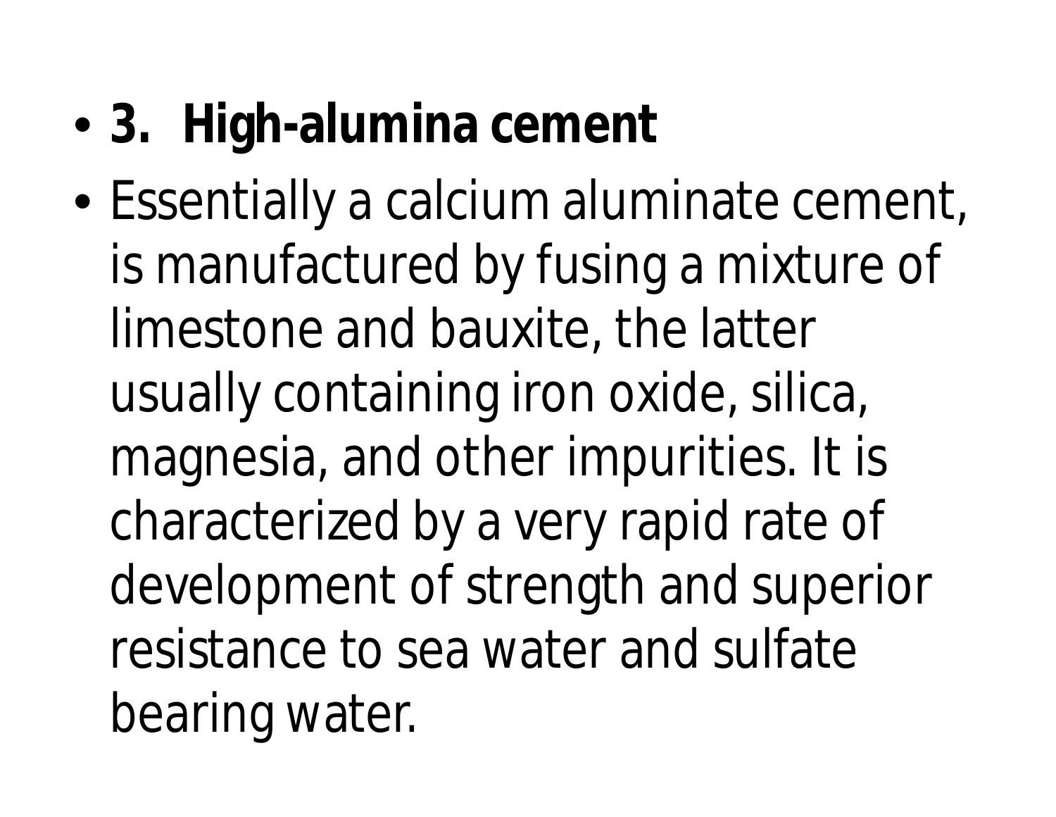- **3. High-alumina cement**
- Essentially a calcium aluminate cement, is manufactured by fusing a mixture of limestone and bauxite, the latter usually containing iron oxide, silica, magnesia, and other impurities. It is characterized by a very rapid rate of development of strength and superior resistance to sea water and sulfate bearing water.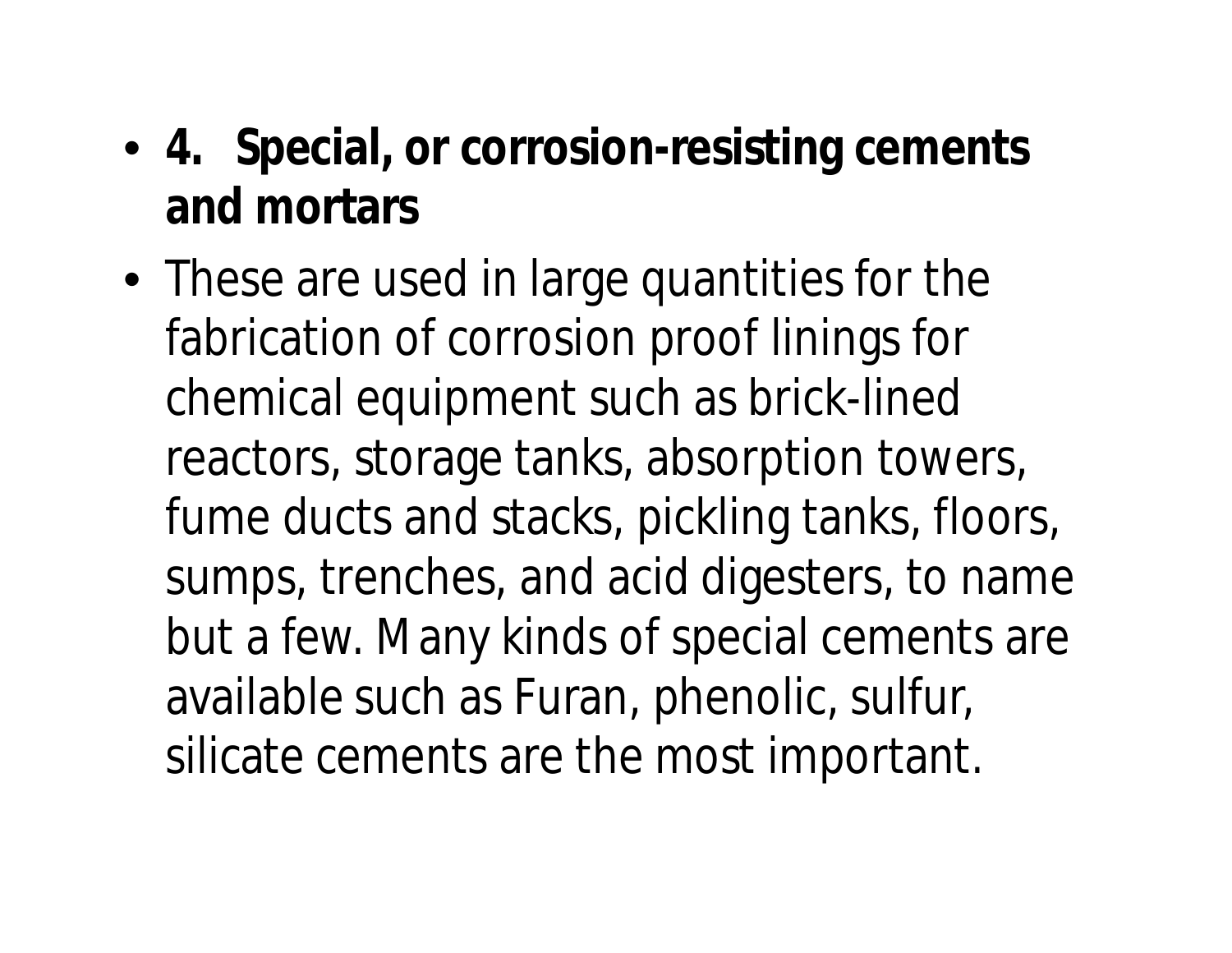- **4. Special, or corrosion-resisting cements and mortars**
- These are used in large quantities for the fabrication of corrosion proof linings for chemical equipment such as brick-lined reactors, storage tanks, absorption towers, fume ducts and stacks, pickling tanks, floors, sumps, trenches, and acid digesters, to name but a few. Many kinds of special cements are available such as Furan, phenolic, sulfur, silicate cements are the most important.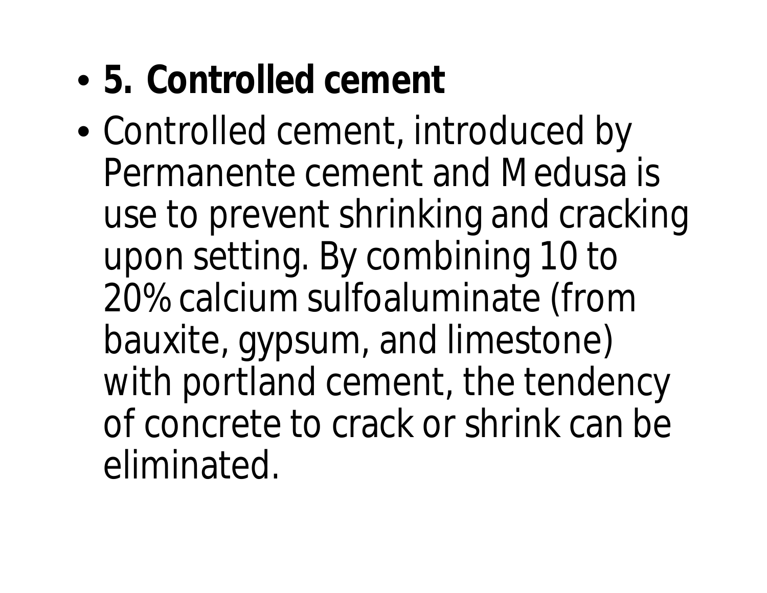- **5. Controlled cement**
- Controlled cement, introduced by Permanente cement and Medusa is use to prevent shrinking and cracking upon setting. By combining 10 to 20% calcium sulfoaluminate (from bauxite, gypsum, and limestone) with portland cement, the tendency of concrete to crack or shrink can be eliminated.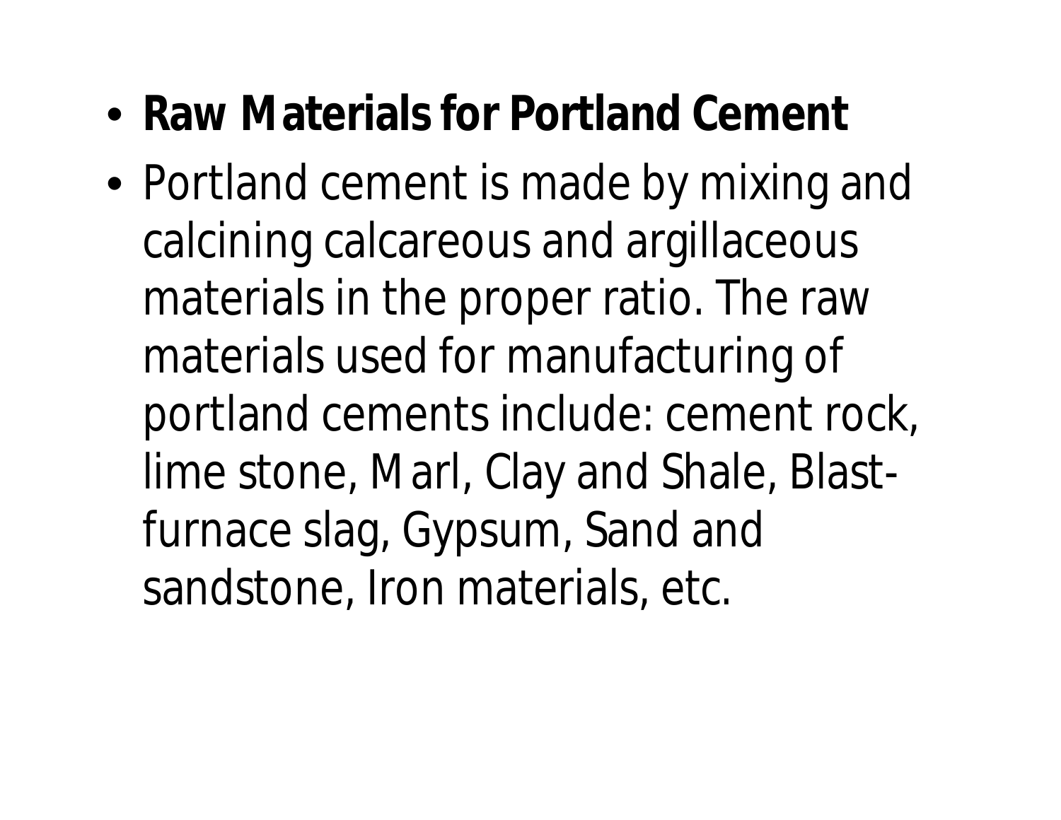- **Raw Materials for Portland Cement**
- Portland cement is made by mixing and calcining calcareous and argillaceous materials in the proper ratio. The raw materials used for manufacturing of portland cements include: cement rock, lime stone, Marl, Clay and Shale, Blast-furnace slag, Gypsum, Sand and sandstone, Iron materials, etc.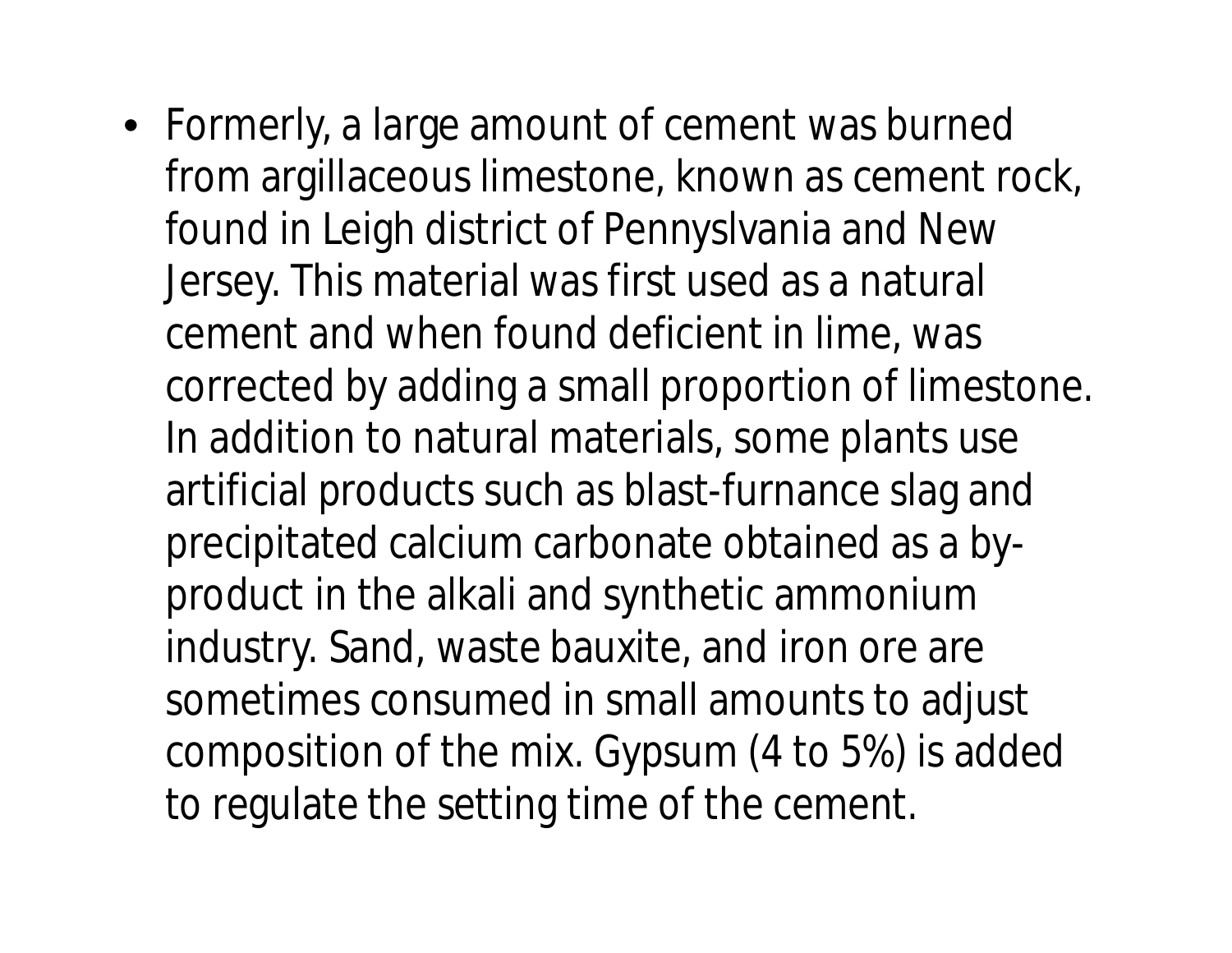- Formerly, a large amount of cement was burned from argillaceous limestone, known as cement rock, found in Leigh district of Pennyslvania and New Jersey. This material was first used as a natural cement and when found deficient in lime, was corrected by adding a small proportion of limestone. In addition to natural materials, some plants use artificial products such as blast-furnance slag and precipitated calcium carbonate obtained as a by-product in the alkali and synthetic ammonium industry. Sand, waste bauxite, and iron ore are sometimes consumed in small amounts to adjust composition of the mix. Gypsum (4 to 5%) is added to regulate the setting time of the cement.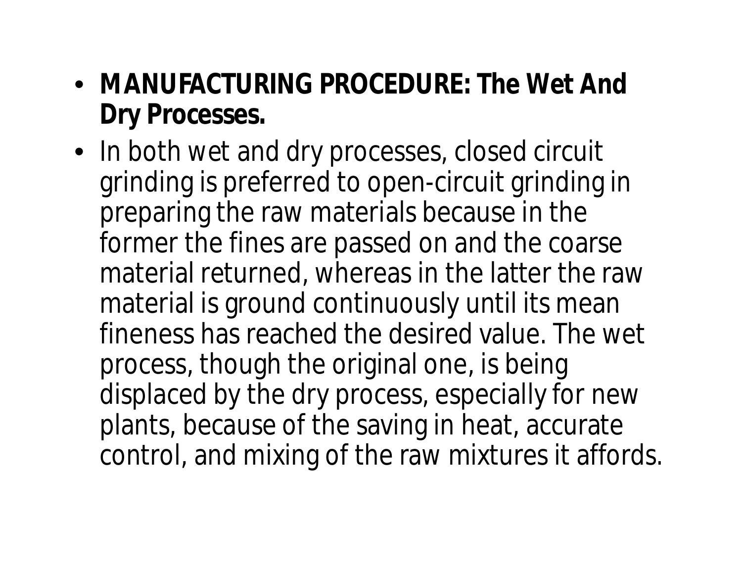- **MANUFACTURING PROCEDURE: The Wet And Dry Processes.**
- In both wet and dry processes, closed circuit grinding is preferred to open-circuit grinding in preparing the raw materials because in the former the fines are passed on and the coarse material returned, whereas in the latter the raw material is ground continuously until its mean fineness has reached the desired value. The wet process, though the original one, is being displaced by the dry process, especially for new plants, because of the saving in heat, accurate control, and mixing of the raw mixtures it affords.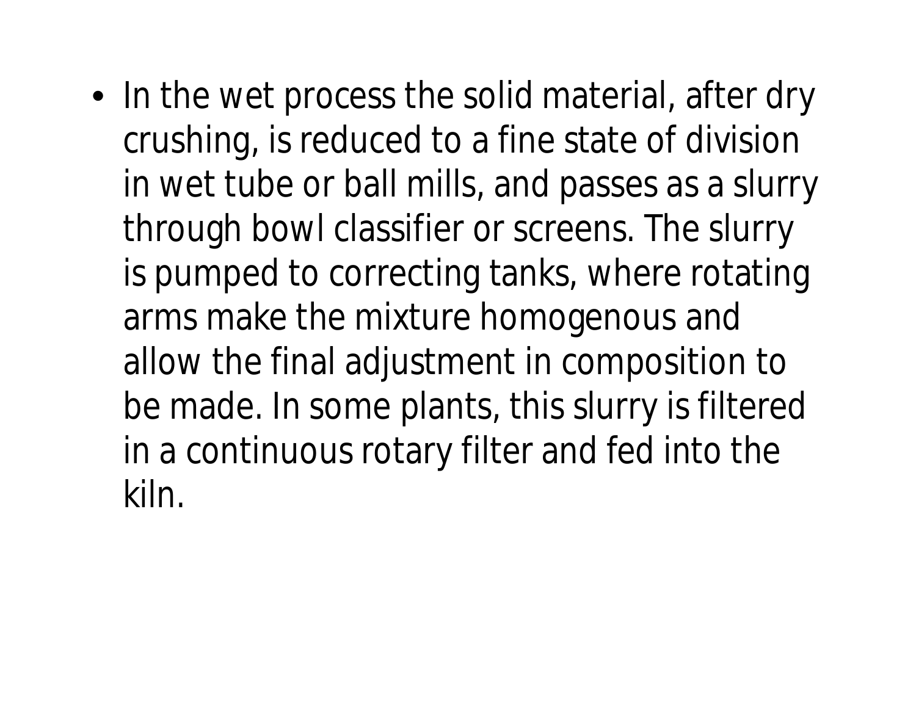- In the wet process the solid material, after dry crushing, is reduced to a fine state of division in wet tube or ball mills, and passes as a slurry through bowl classifier or screens. The slurry is pumped to correcting tanks, where rotating arms make the mixture homogenous and allow the final adjustment in composition to be made. In some plants, this slurry is filtered in a continuous rotary filter and fed into the kiln.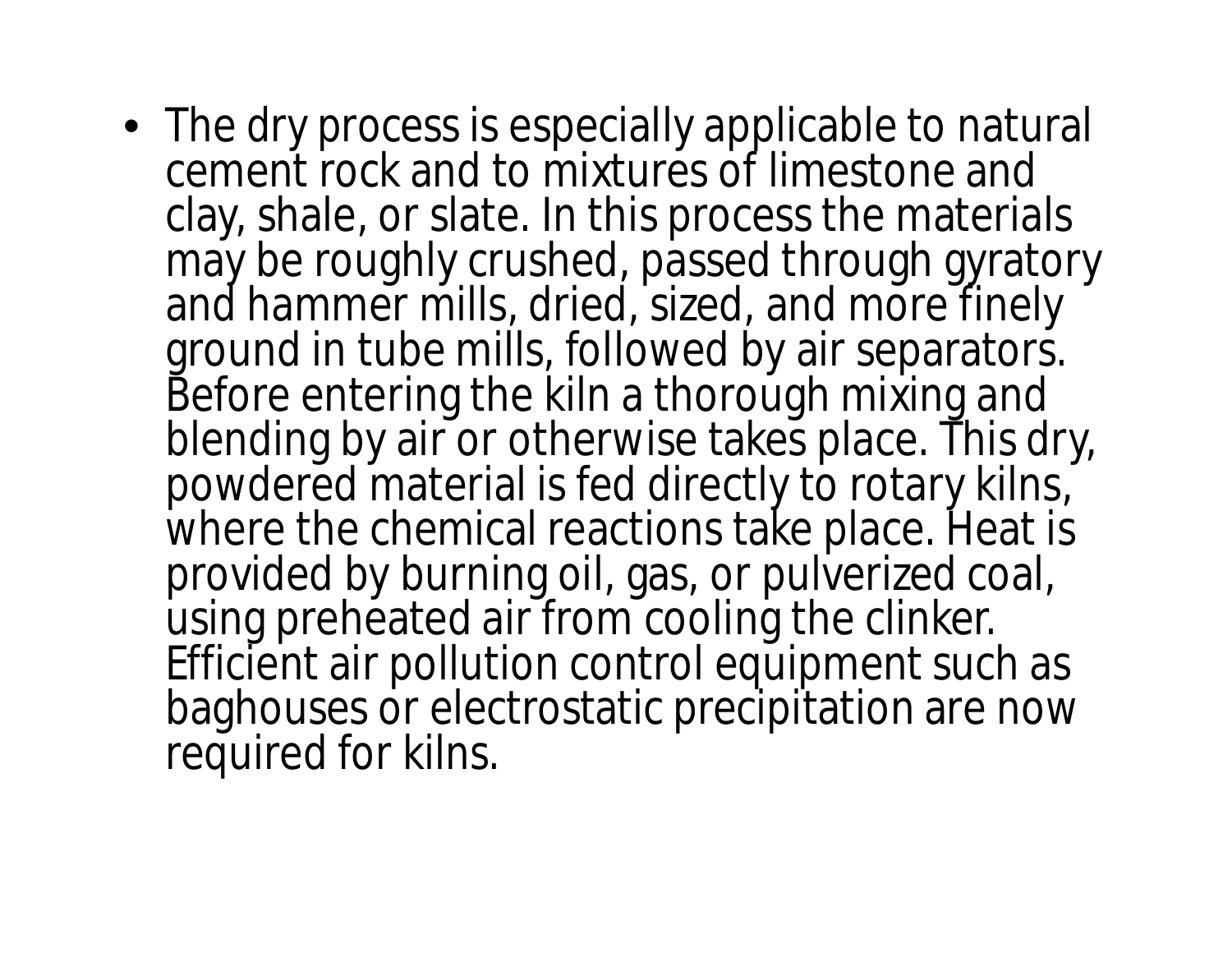- The dry process is especially applicable to natural cement rock and to mixtures of limestone and clay, shale, or slate. In this process the materials may be roughly crushed, passed through gyratory and hammer mills, dried, sized, and more finely ground in tube mills, followed by air separators. Before entering the kiln a thorough mixing and blending by air or otherwise takes place. This dry, powdered material is fed directly to rotary kilns, where the chemical reactions take place. Heat is provided by burning oil, gas, or pulverized coal, using preheated air from cooling the clinker. Efficient air pollution control equipment such as baghouses or electrostatic precipitation are now required for kilns.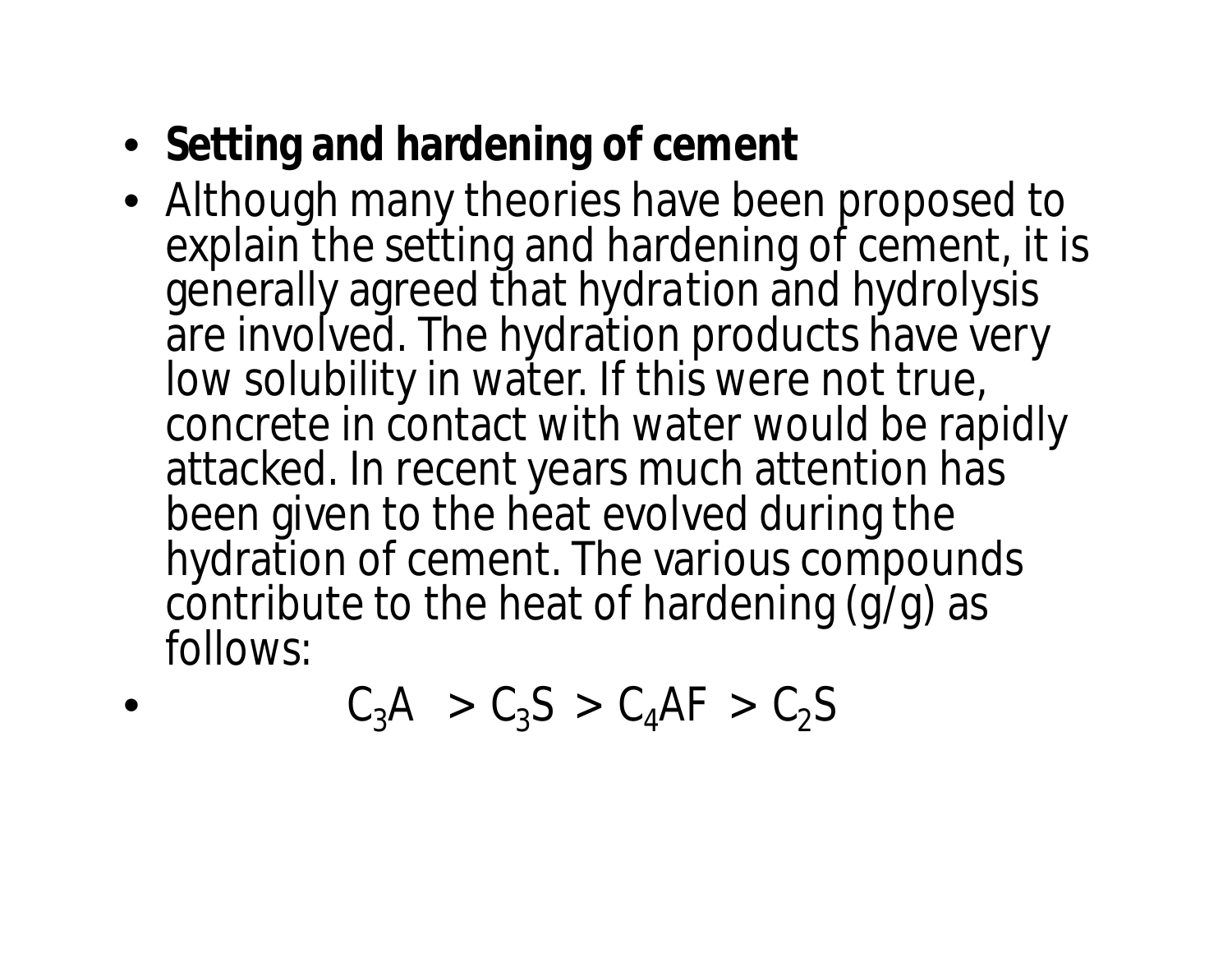- **Setting and hardening of cement**
- Although many theories have been proposed to explain the setting and hardening of cement, it is generally agreed that hydration and hydrolysis are involved. The hydration products have very low solubility in water. If this were not true, concrete in contact with water would be rapidly attacked. In recent years much attention has been given to the heat evolved during the hydration of cement. The various compounds contribute to the heat of hardening (g/g) as follows:
- $C_3A > C_3S > C_4AF > C_2S$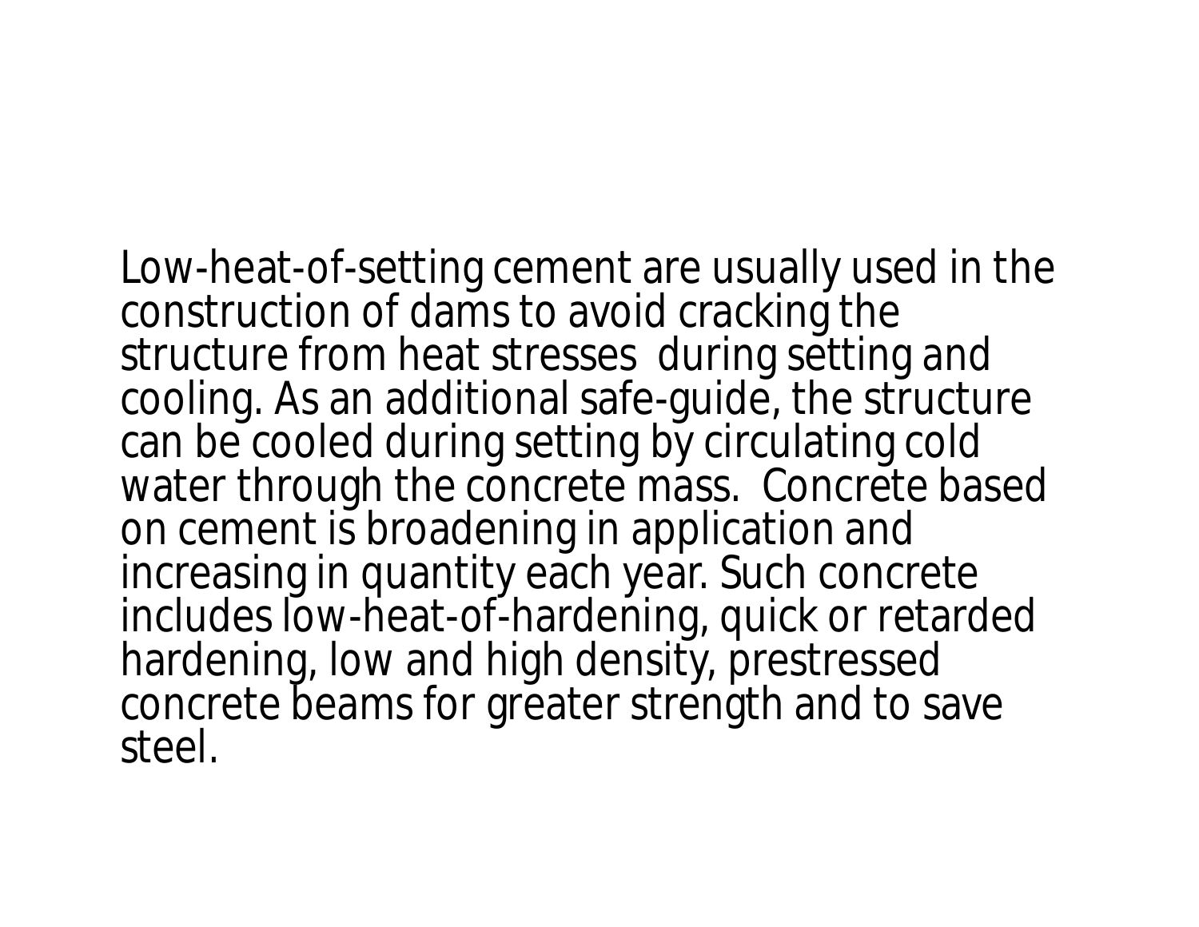Low-heat-of-setting cement are usually used in the construction of dams to avoid cracking the structure from heat stresses during setting and cooling. As an additional safe-guide, the structure can be cooled during setting by circulating cold water through the concrete mass. Concrete based on cement is broadening in application and increasing in quantity each year. Such concrete includes low-heat-of-hardening, quick or retarded hardening, low and high density, prestressed concrete beams for greater strength and to save steel.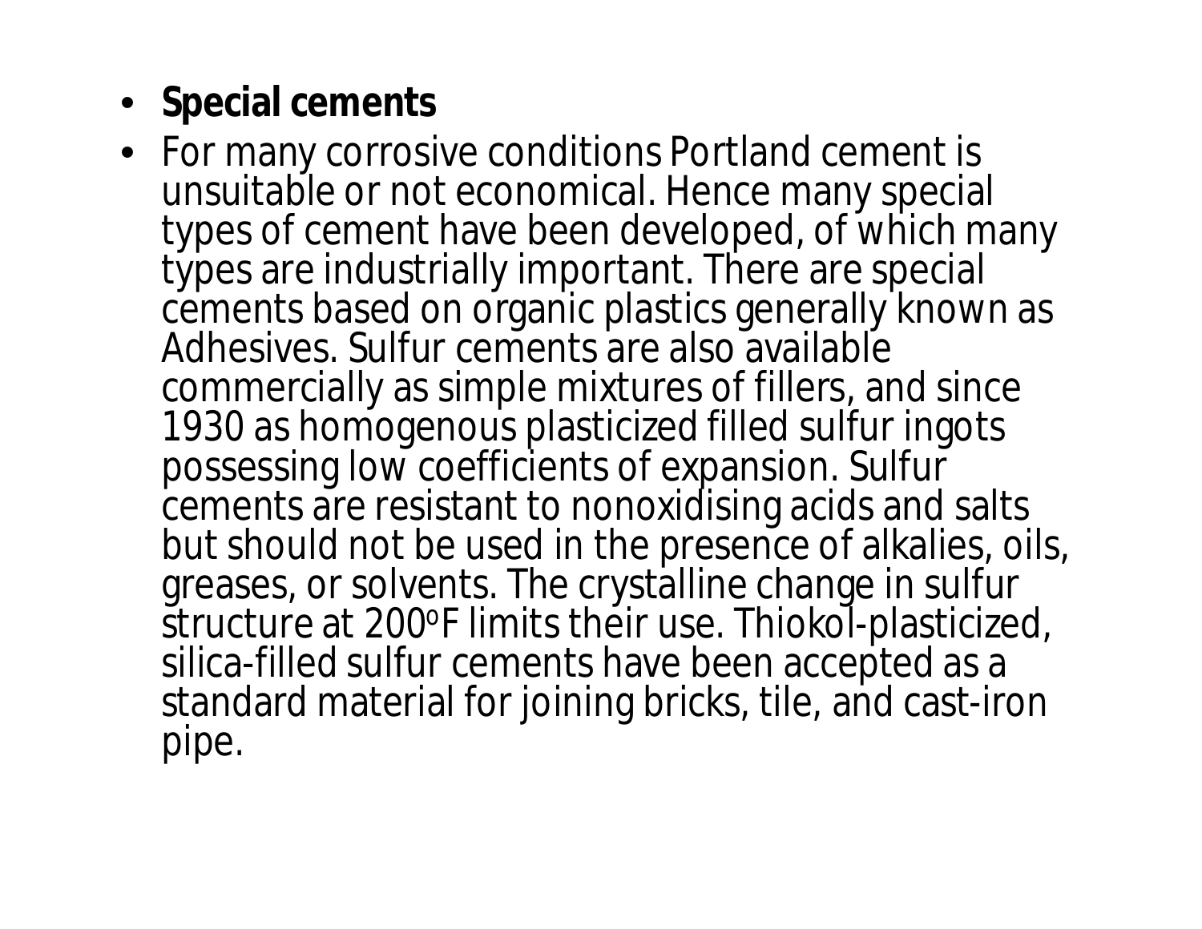- **Special cements**
- For many corrosive conditions Portland cement is unsuitable or not economical. Hence many special types of cement have been developed, of which many types are industrially important. There are special cements based on organic plastics generally known as Adhesives. Sulfur cements are also available commercially as simple mixtures of fillers, and since 1930 as homogenous plasticized filled sulfur ingots possessing low coefficients of expansion. Sulfur cements are resistant to nonoxidising acids and salts but should not be used in the presence of alkalies, oils, greases, or solvents. The crystalline change in sulfur structure at 200$^{o}$F limits their use. Thiokol-plasticized, silica-filled sulfur cements have been accepted as a standard material for joining bricks, tile, and cast-iron pipe.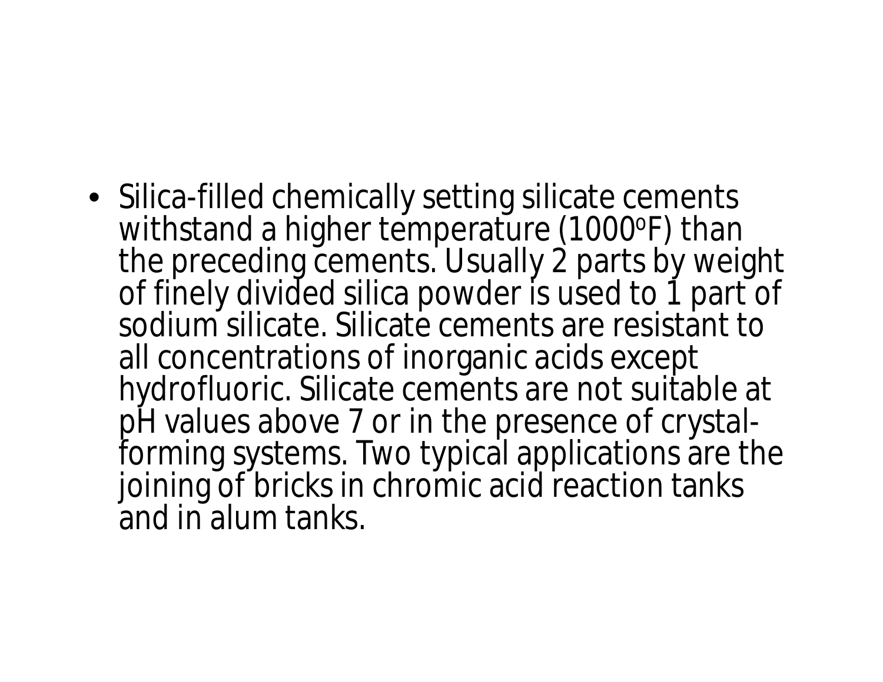- Silica-filled chemically setting silicate cements withstand a higher temperature (1000$^{o}$F) than the preceding cements. Usually 2 parts by weight of finely divided silica powder is used to 1 part of sodium silicate. Silicate cements are resistant to all concentrations of inorganic acids except hydrofluoric. Silicate cements are not suitable at pH values above 7 or in the presence of crystal-forming systems. Two typical applications are the joining of bricks in chromic acid reaction tanks and in alum tanks.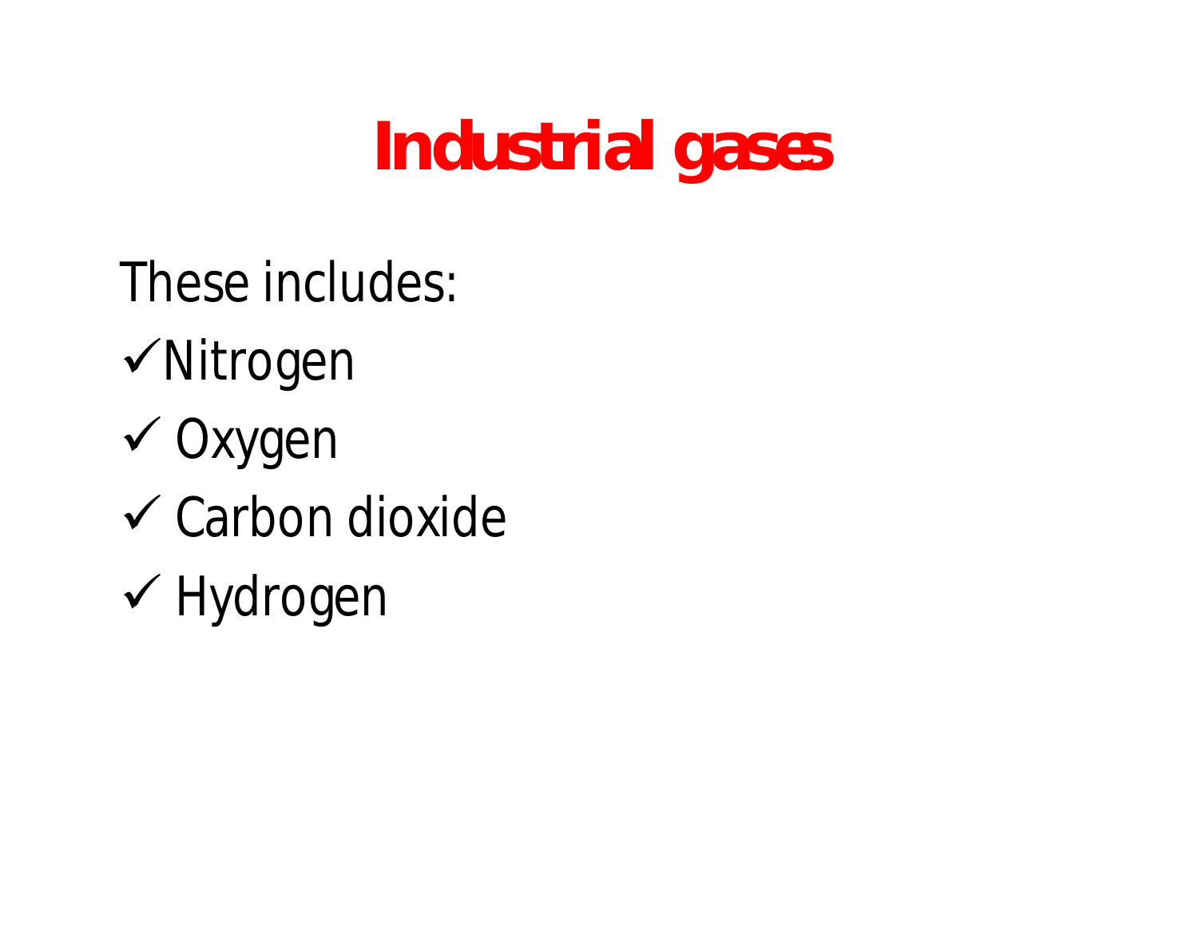# Industrial gases

These includes:

- ✓Nitrogen
- ✓ Oxygen
- ✓ Carbon dioxide
- ✓ Hydrogen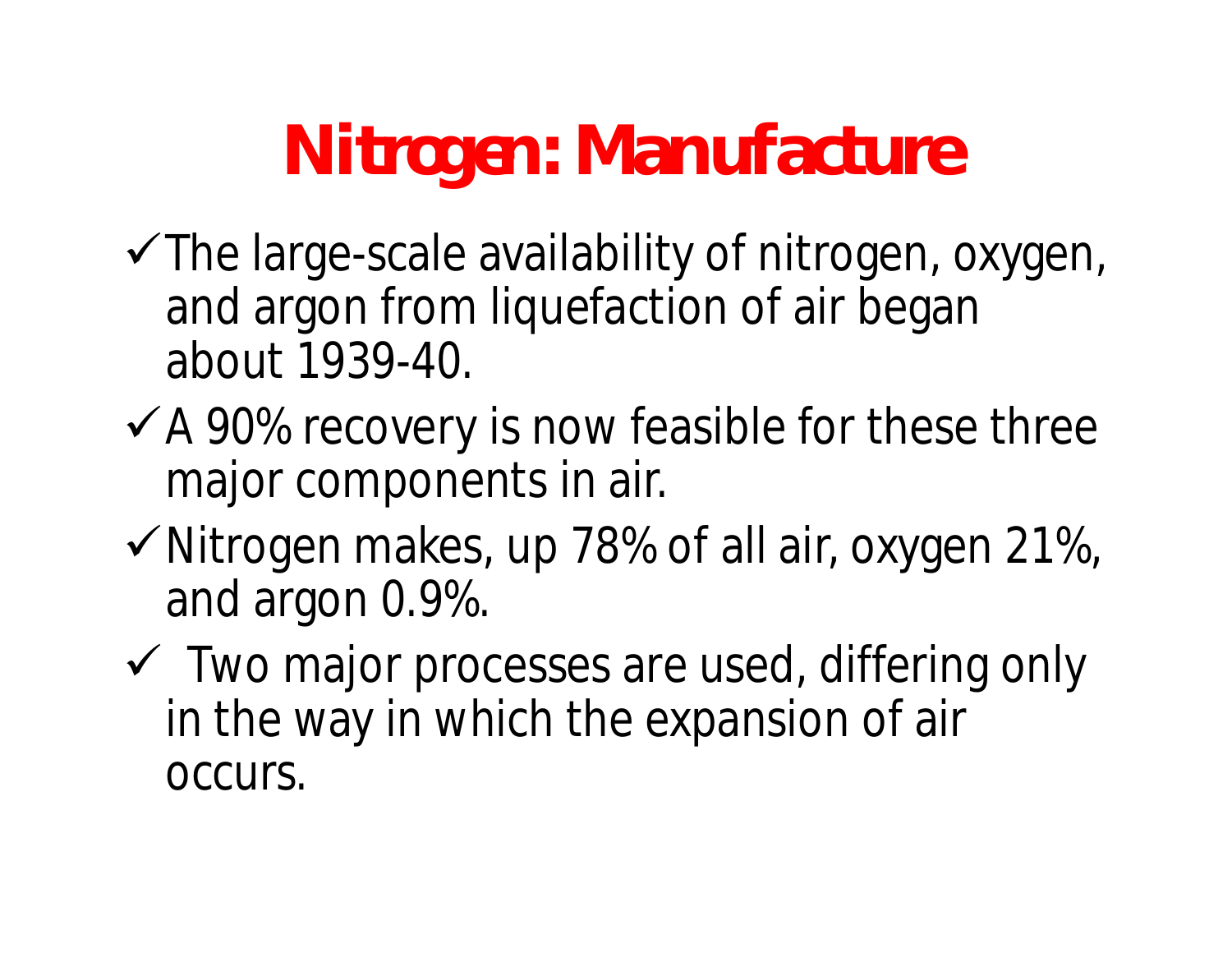# Nitrogen: Manufacture

- ✓ The large-scale availability of nitrogen, oxygen, and argon from liquefaction of air began about 1939-40.
- ✓ A 90% recovery is now feasible for these three major components in air.
- ✓ Nitrogen makes, up 78% of all air, oxygen 21%, and argon 0.9%.
- ✓ Two major processes are used, differing only in the way in which the expansion of air occurs.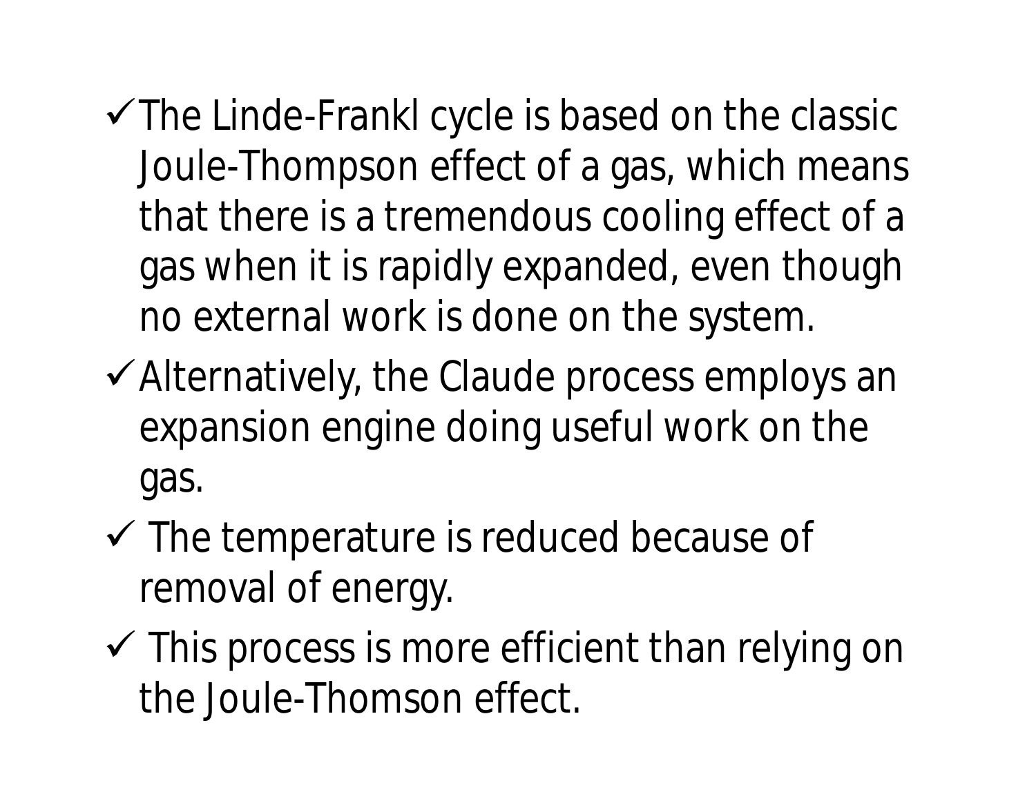- ✓ The Linde-Frankl cycle is based on the classic Joule-Thompson effect of a gas, which means that there is a tremendous cooling effect of a gas when it is rapidly expanded, even though no external work is done on the system.
- ✓ Alternatively, the Claude process employs an expansion engine doing useful work on the gas.
- ✓ The temperature is reduced because of removal of energy.
- ✓ This process is more efficient than relying on the Joule-Thomson effect.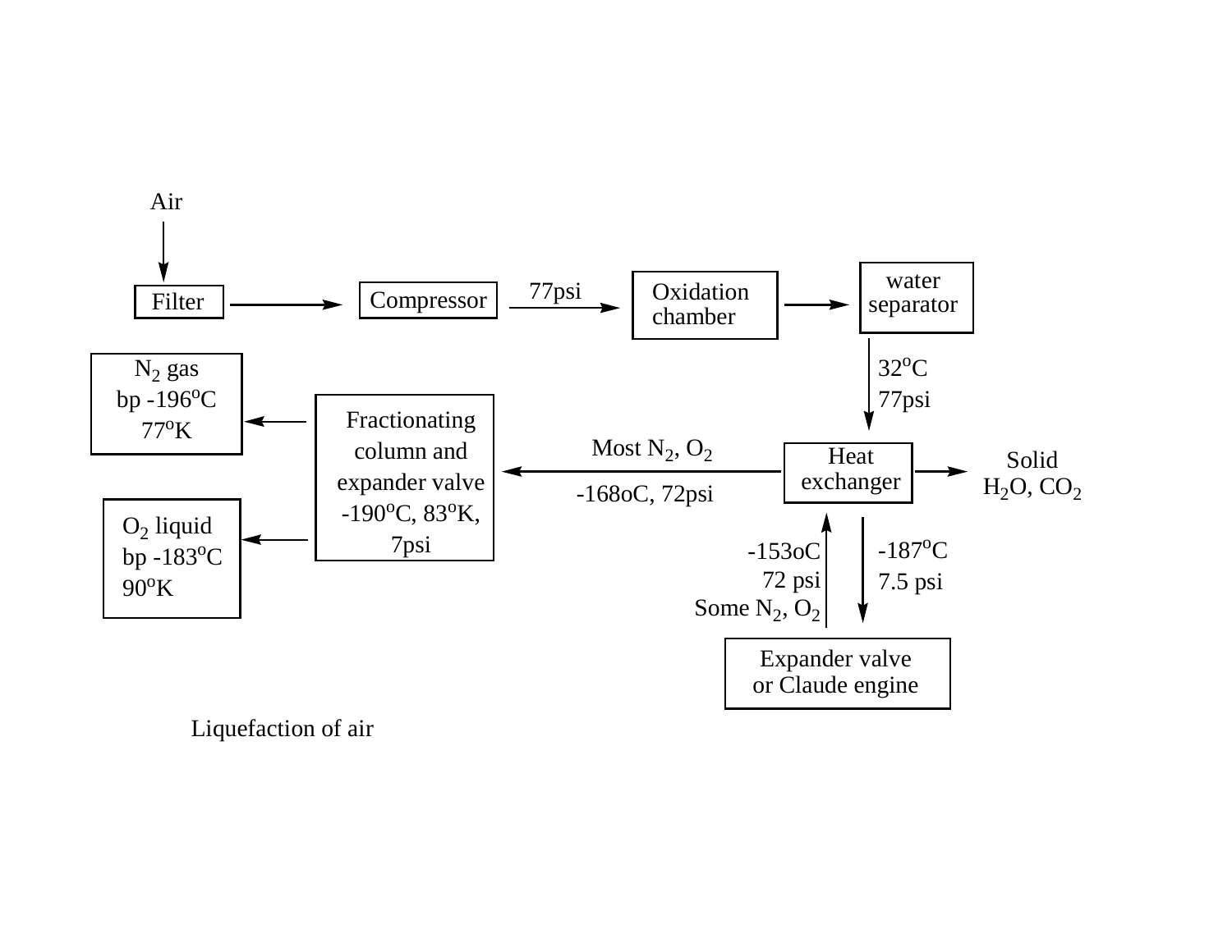Air

Filter → Compressor → 77psi → Oxidation chamber → water separator

water separator → 32°C, 77psi → Heat exchanger

Heat exchanger → Solid $H_2O$, $CO_2$

Heat exchanger → -187°C, 7.5 psi → Expander valve or Claude engine

Expander valve or Claude engine → -153oC, 72 psi, Some $N_2$, $O_2$ → Heat exchanger

Heat exchanger → Most $N_2$, $O_2$, -168oC, 72psi → Fractionating column and expander valve -190°C, 83°K, 7psi

Fractionating column and expander valve → $N_2$ gas, bp -196°C, 77°K

Fractionating column and expander valve → $O_2$ liquid, bp -183°C, 90°K

Liquefaction of air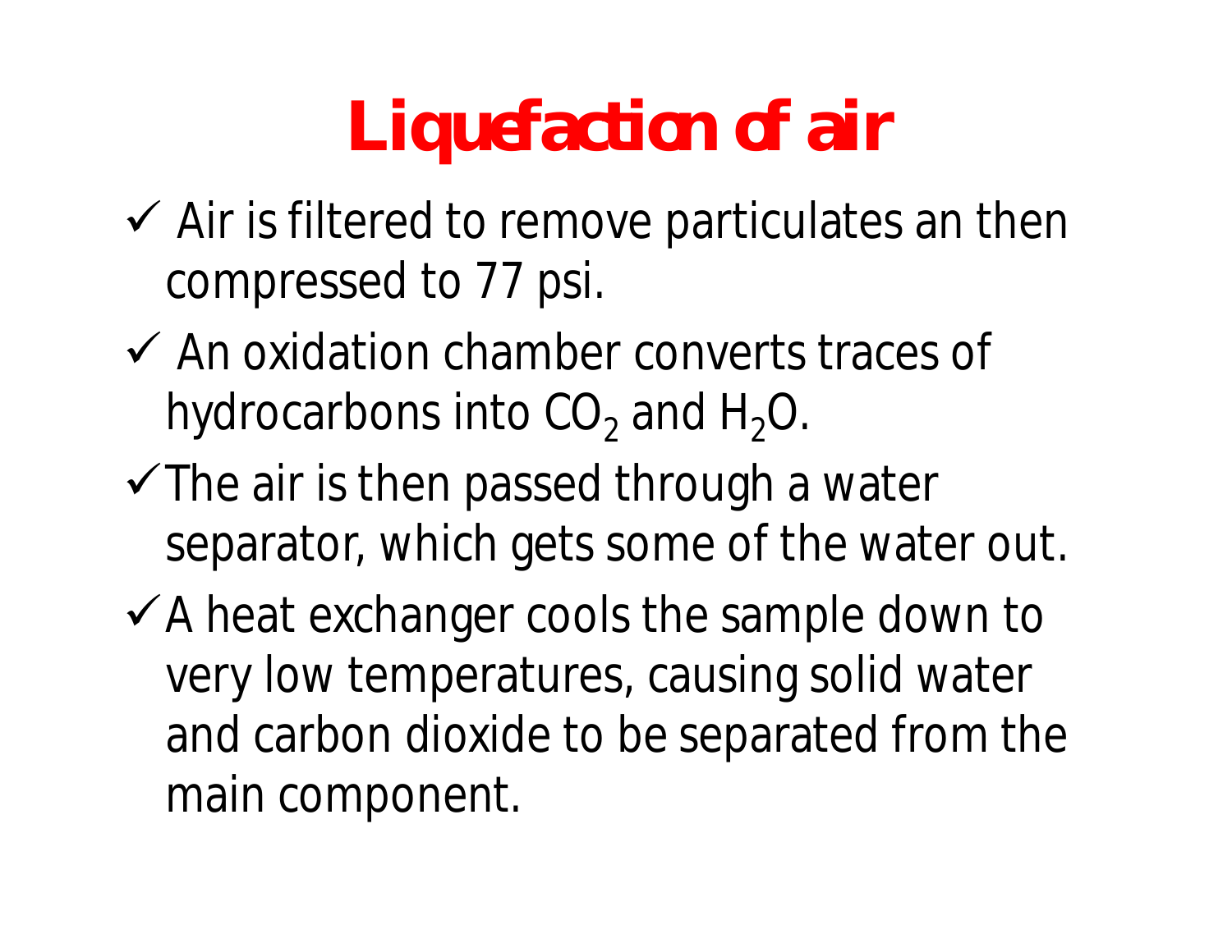# Liquefaction of air

- ✓ Air is filtered to remove particulates an then compressed to 77 psi.
- ✓ An oxidation chamber converts traces of hydrocarbons into $CO_2$ and $H_2O$.
- ✓ The air is then passed through a water separator, which gets some of the water out.
- ✓ A heat exchanger cools the sample down to very low temperatures, causing solid water and carbon dioxide to be separated from the main component.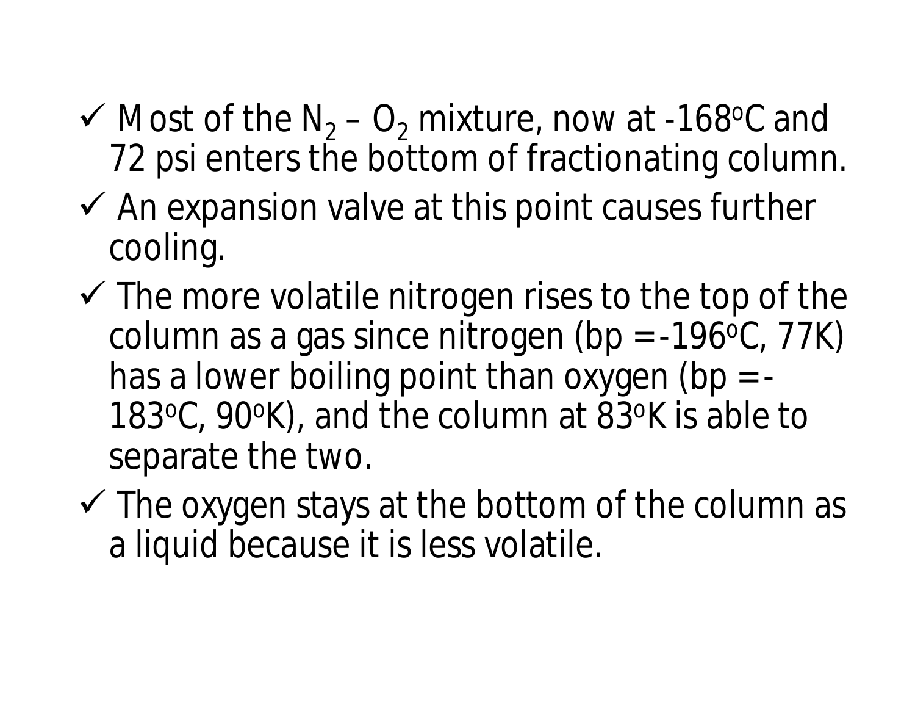- ✓ Most of the $N_2$ – $O_2$ mixture, now at -168$^o$C and 72 psi enters the bottom of fractionating column.
- ✓ An expansion valve at this point causes further cooling.
- ✓ The more volatile nitrogen rises to the top of the column as a gas since nitrogen (bp = -196$^o$C, 77K) has a lower boiling point than oxygen (bp = -183$^o$C, 90$^o$K), and the column at 83$^o$K is able to separate the two.
- ✓ The oxygen stays at the bottom of the column as a liquid because it is less volatile.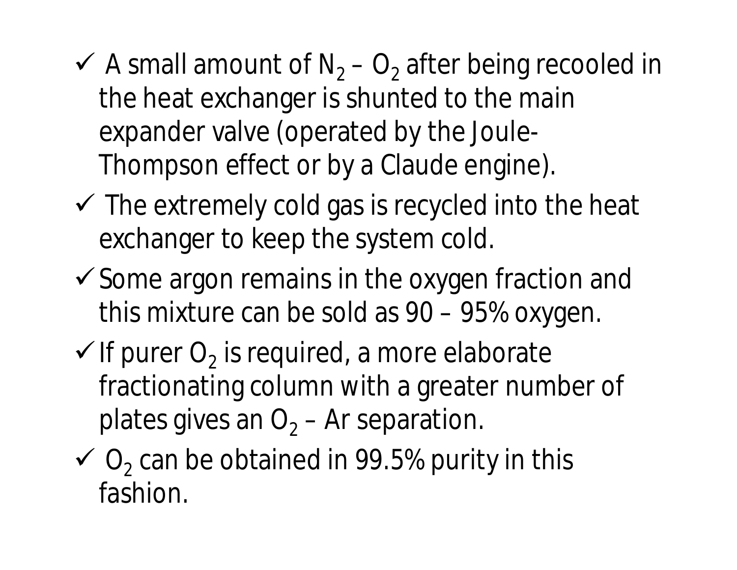- ✓ A small amount of $N_2$ – $O_2$ after being recooled in the heat exchanger is shunted to the main expander valve (operated by the Joule-Thompson effect or by a Claude engine).
- ✓ The extremely cold gas is recycled into the heat exchanger to keep the system cold.
- ✓ Some argon remains in the oxygen fraction and this mixture can be sold as 90 – 95% oxygen.
- ✓ If purer $O_2$ is required, a more elaborate fractionating column with a greater number of plates gives an $O_2$ – Ar separation.
- ✓ $O_2$ can be obtained in 99.5% purity in this fashion.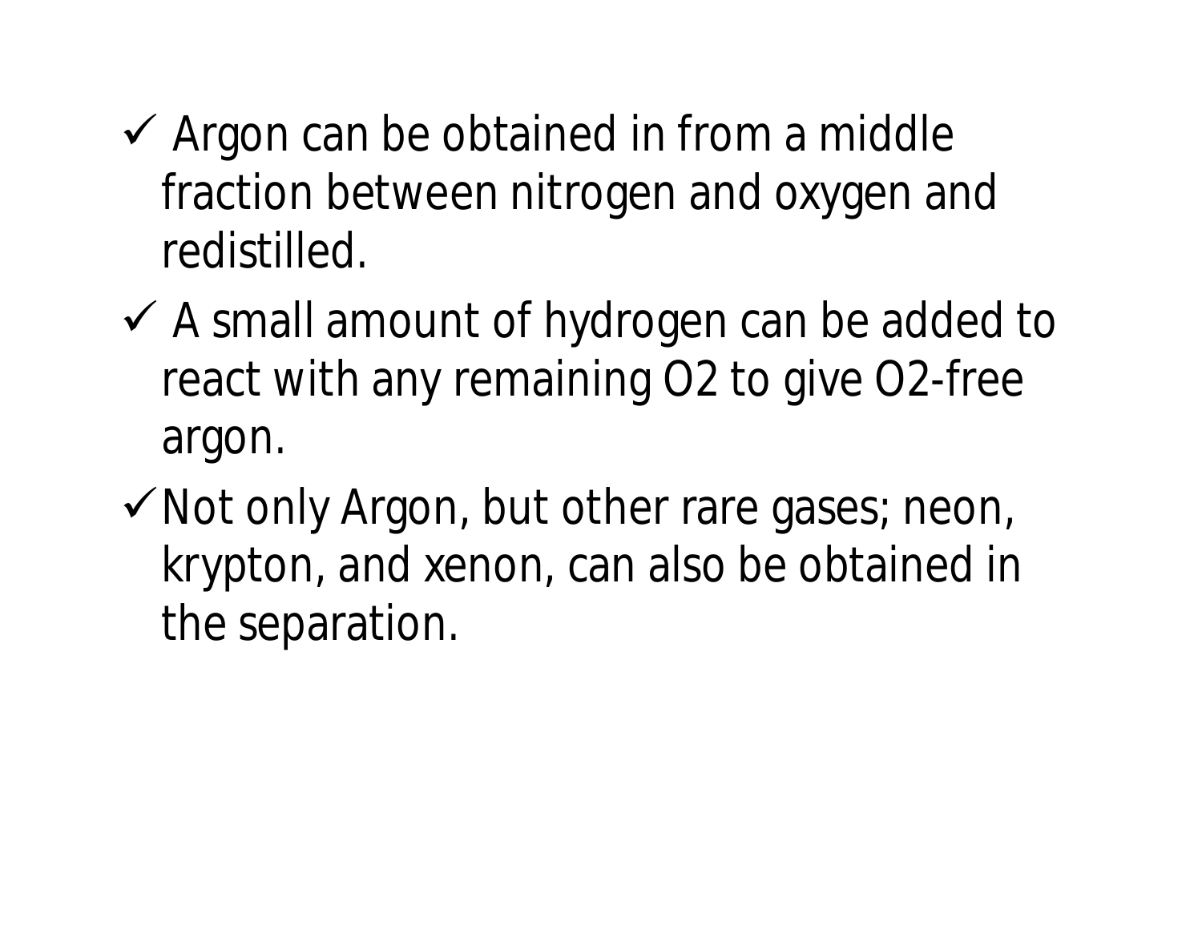- ✓ Argon can be obtained in from a middle fraction between nitrogen and oxygen and redistilled.
- ✓ A small amount of hydrogen can be added to react with any remaining $O_2$ to give $O_2$-free argon.
- ✓ Not only Argon, but other rare gases; neon, krypton, and xenon, can also be obtained in the separation.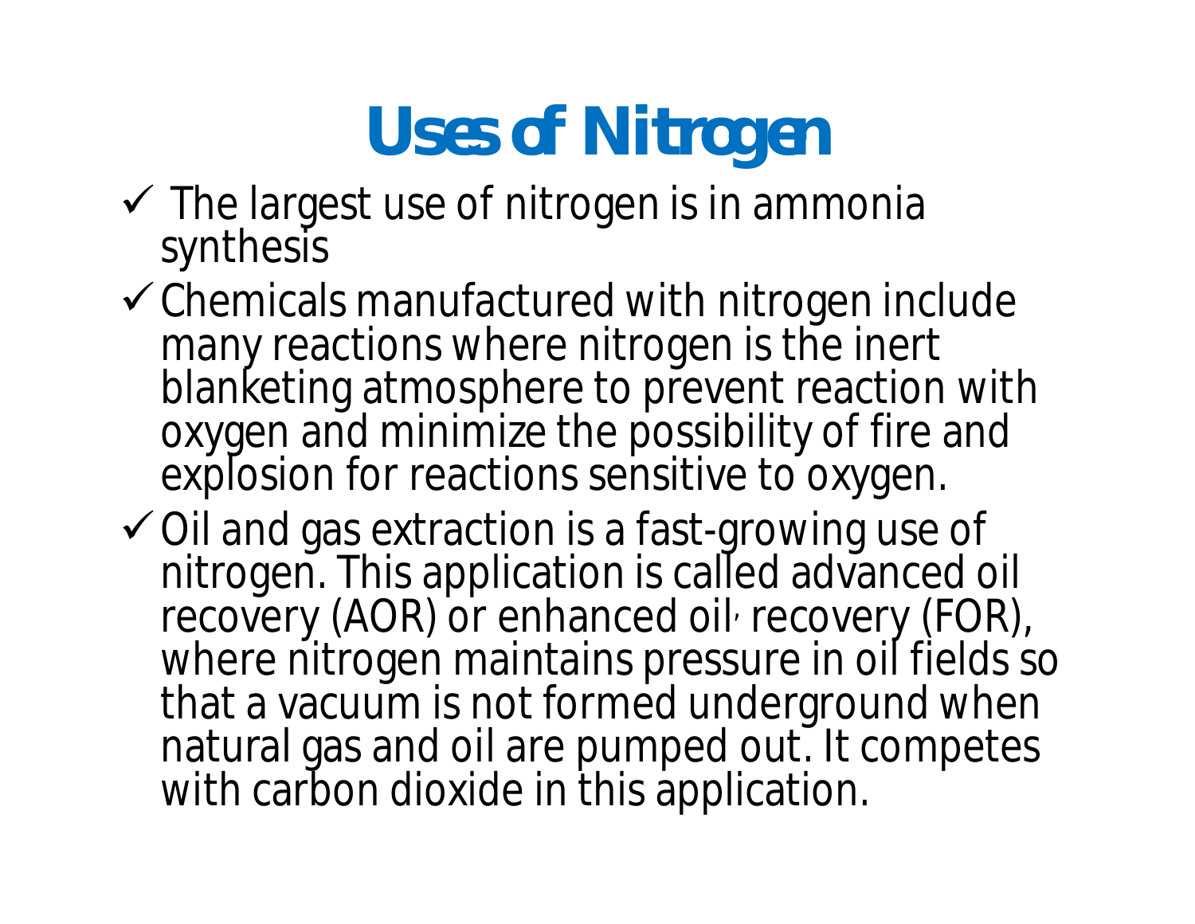# Uses of Nitrogen

- ✓ The largest use of nitrogen is in ammonia synthesis
- ✓ Chemicals manufactured with nitrogen include many reactions where nitrogen is the inert blanketing atmosphere to prevent reaction with oxygen and minimize the possibility of fire and explosion for reactions sensitive to oxygen.
- ✓ Oil and gas extraction is a fast-growing use of nitrogen. This application is called advanced oil recovery (AOR) or enhanced oil, recovery (FOR), where nitrogen maintains pressure in oil fields so that a vacuum is not formed underground when natural gas and oil are pumped out. It competes with carbon dioxide in this application.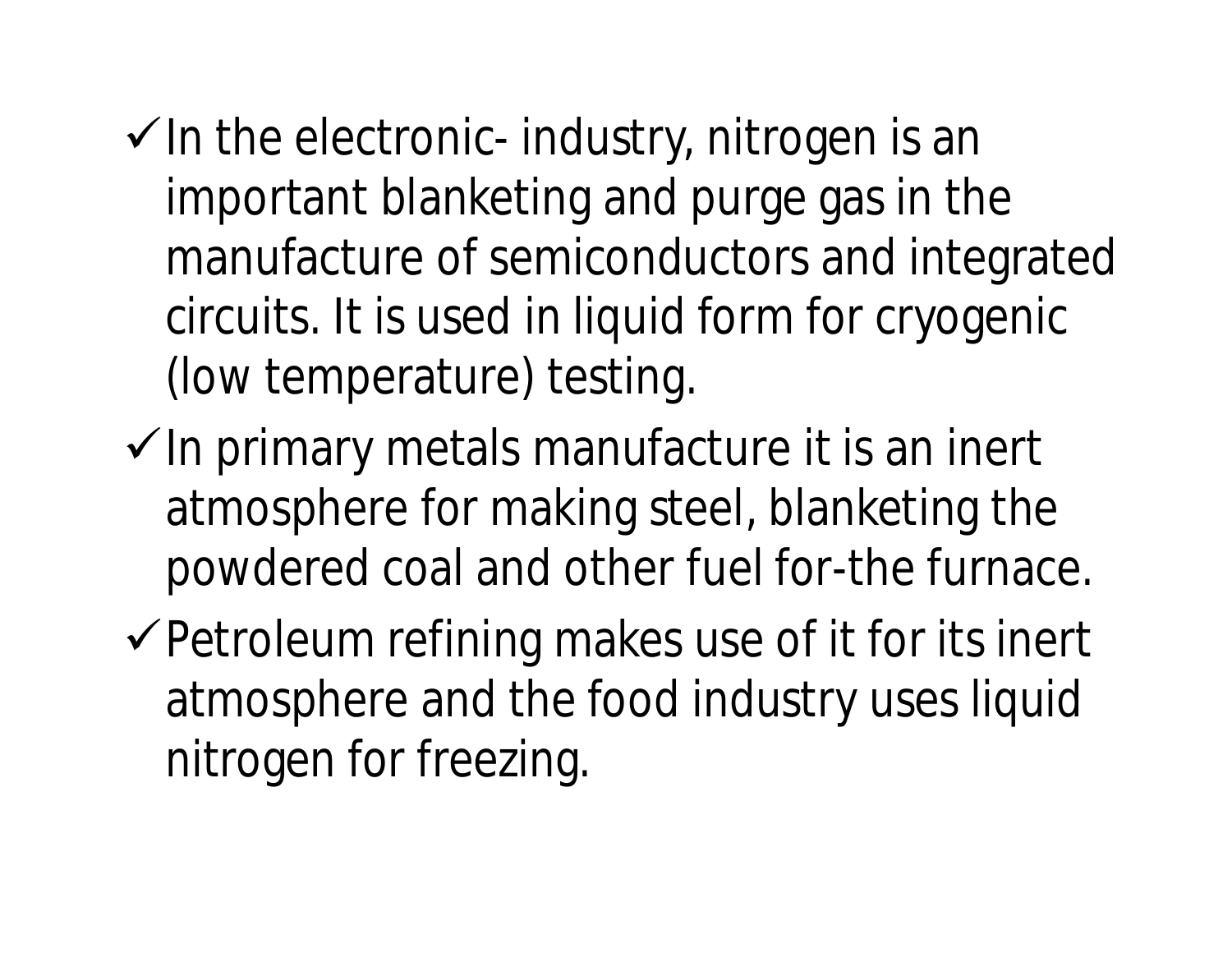- ✓ In the electronic- industry, nitrogen is an important blanketing and purge gas in the manufacture of semiconductors and integrated circuits. It is used in liquid form for cryogenic (low temperature) testing.
- ✓ In primary metals manufacture it is an inert atmosphere for making steel, blanketing the powdered coal and other fuel for-the furnace.
- ✓ Petroleum refining makes use of it for its inert atmosphere and the food industry uses liquid nitrogen for freezing.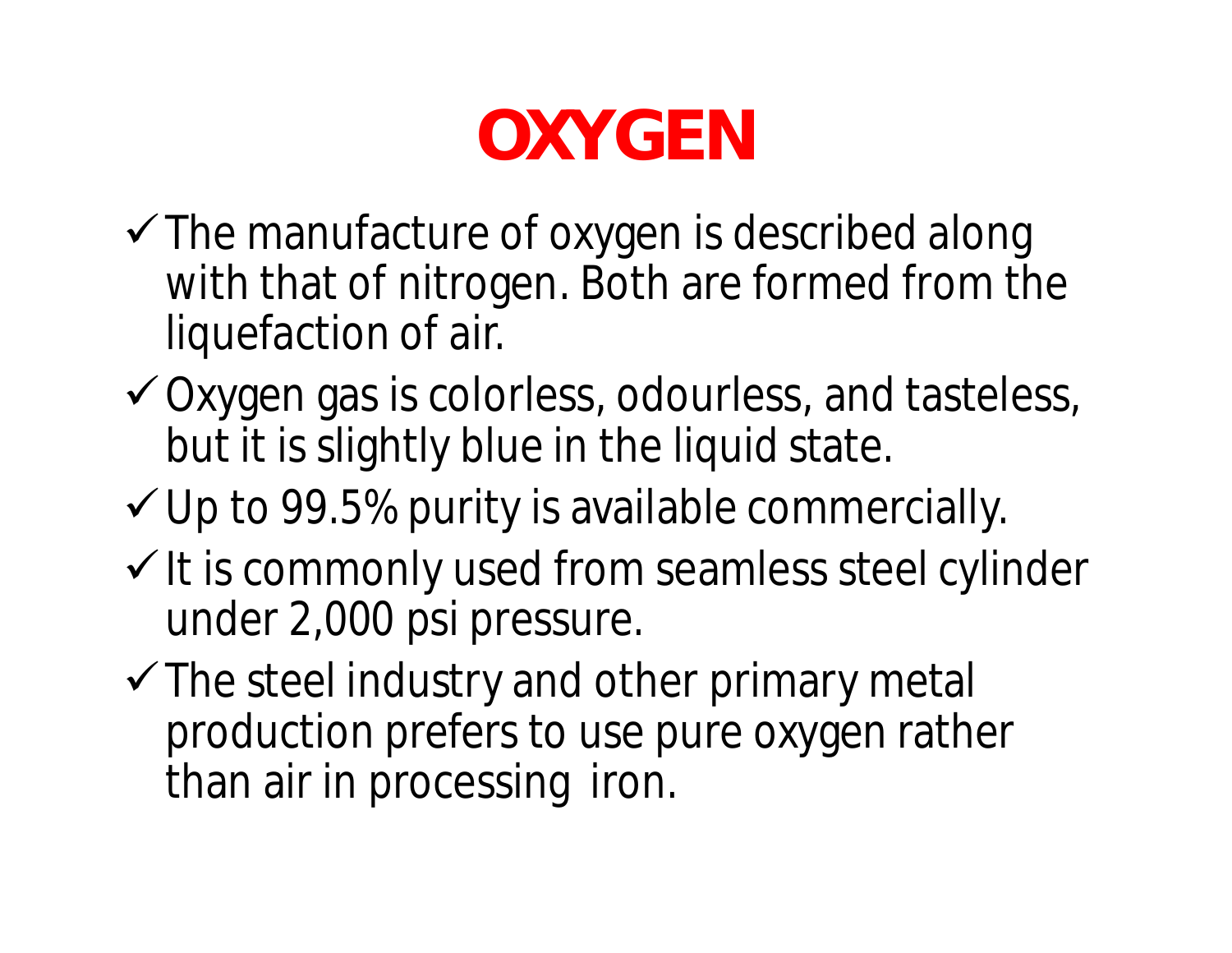# OXYGEN

- ✓ The manufacture of oxygen is described along with that of nitrogen. Both are formed from the liquefaction of air.
- ✓ Oxygen gas is colorless, odourless, and tasteless, but it is slightly blue in the liquid state.
- ✓ Up to 99.5% purity is available commercially.
- ✓ It is commonly used from seamless steel cylinder under 2,000 psi pressure.
- ✓ The steel industry and other primary metal production prefers to use pure oxygen rather than air in processing iron.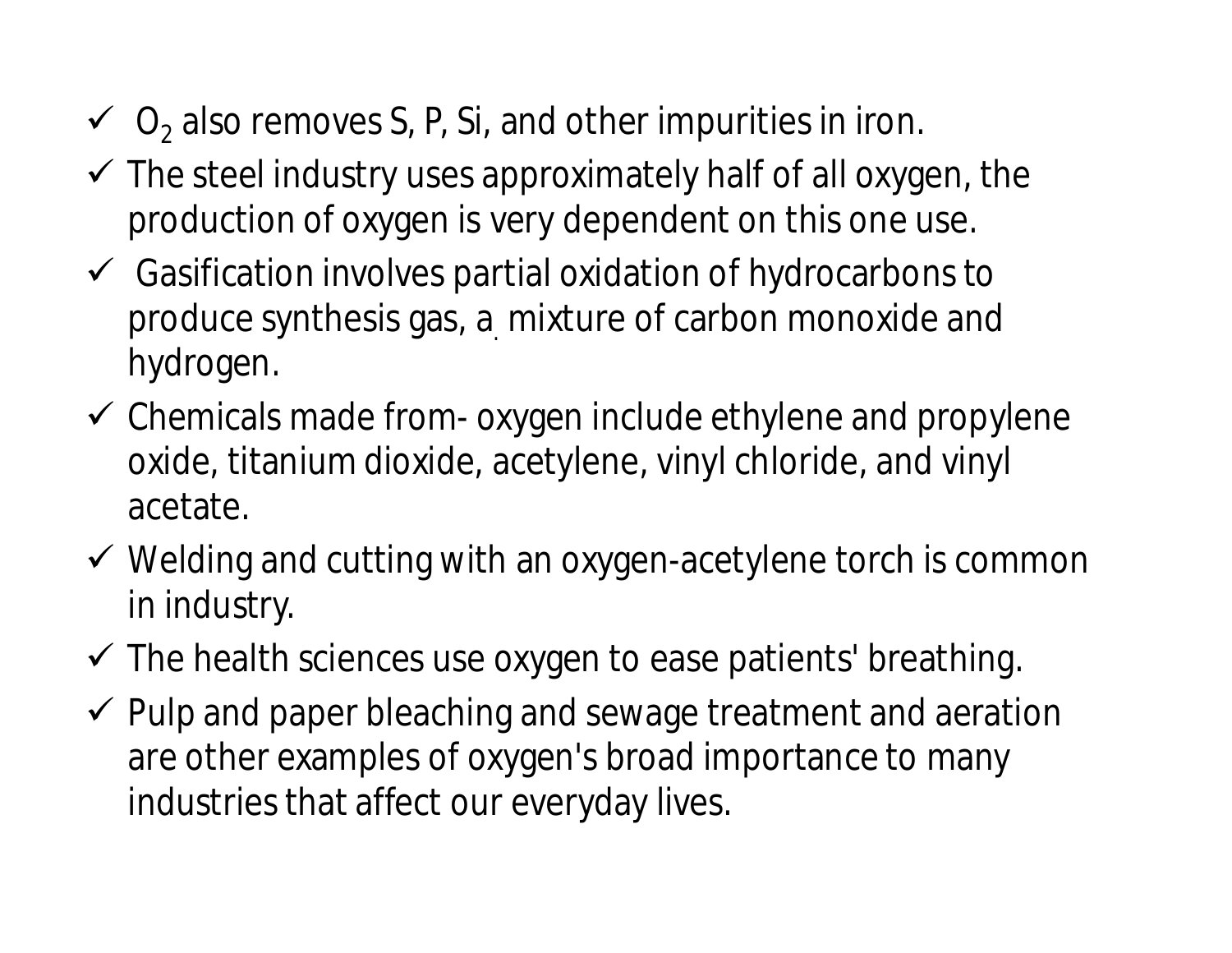- ✓ $O_2$ also removes S, P, Si, and other impurities in iron.
- ✓ The steel industry uses approximately half of all oxygen, the production of oxygen is very dependent on this one use.
- ✓ Gasification involves partial oxidation of hydrocarbons to produce synthesis gas, a mixture of carbon monoxide and hydrogen.
- ✓ Chemicals made from- oxygen include ethylene and propylene oxide, titanium dioxide, acetylene, vinyl chloride, and vinyl acetate.
- ✓ Welding and cutting with an oxygen-acetylene torch is common in industry.
- ✓ The health sciences use oxygen to ease patients' breathing.
- ✓ Pulp and paper bleaching and sewage treatment and aeration are other examples of oxygen's broad importance to many industries that affect our everyday lives.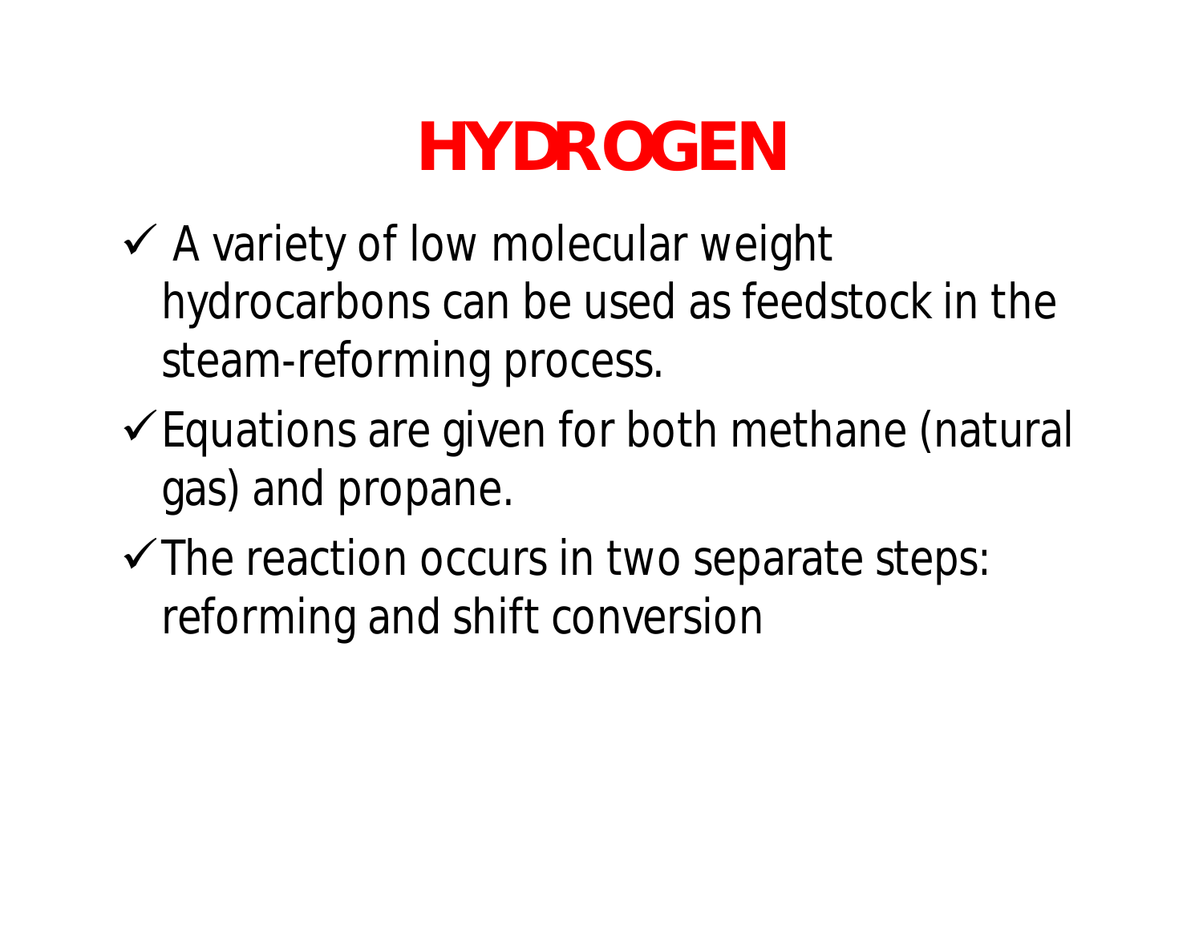# HYDROGEN

- ✓ A variety of low molecular weight hydrocarbons can be used as feedstock in the steam-reforming process.
- ✓ Equations are given for both methane (natural gas) and propane.
- ✓ The reaction occurs in two separate steps: reforming and shift conversion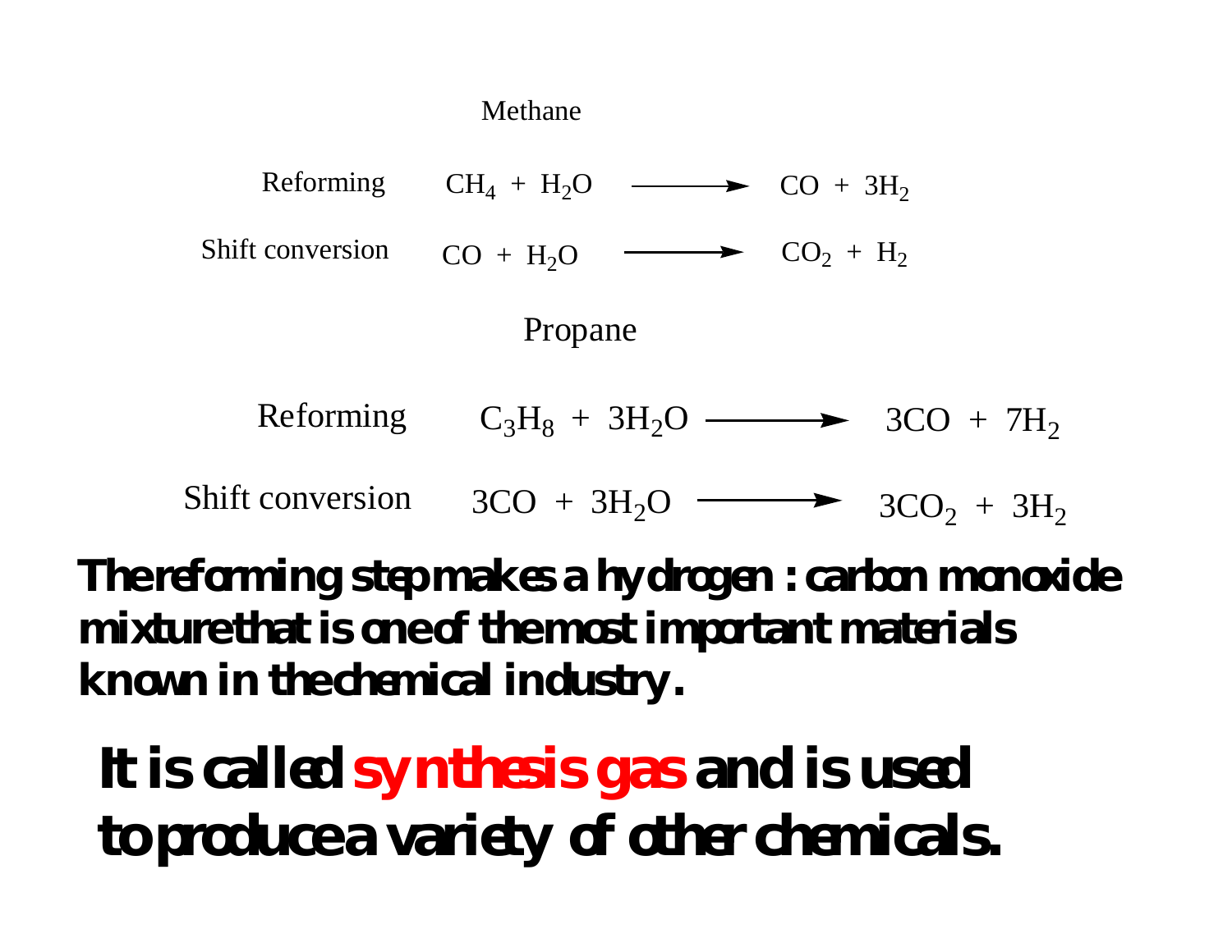### Methane

Reforming $$CH_4 + H_2O \longrightarrow CO + 3H_2$$

Shift conversion $$CO + H_2O \longrightarrow CO_2 + H_2$$

### Propane

Reforming $$C_3H_8 + 3H_2O \longrightarrow 3CO + 7H_2$$

Shift conversion $$3CO + 3H_2O \longrightarrow 3CO_2 + 3H_2$$

**The reforming step makes a hydrogen : carbon monoxide mixture that is one of the most important materials known in the chemical industry.**

**It is called synthesis gas and is used to produce a variety of other chemicals.**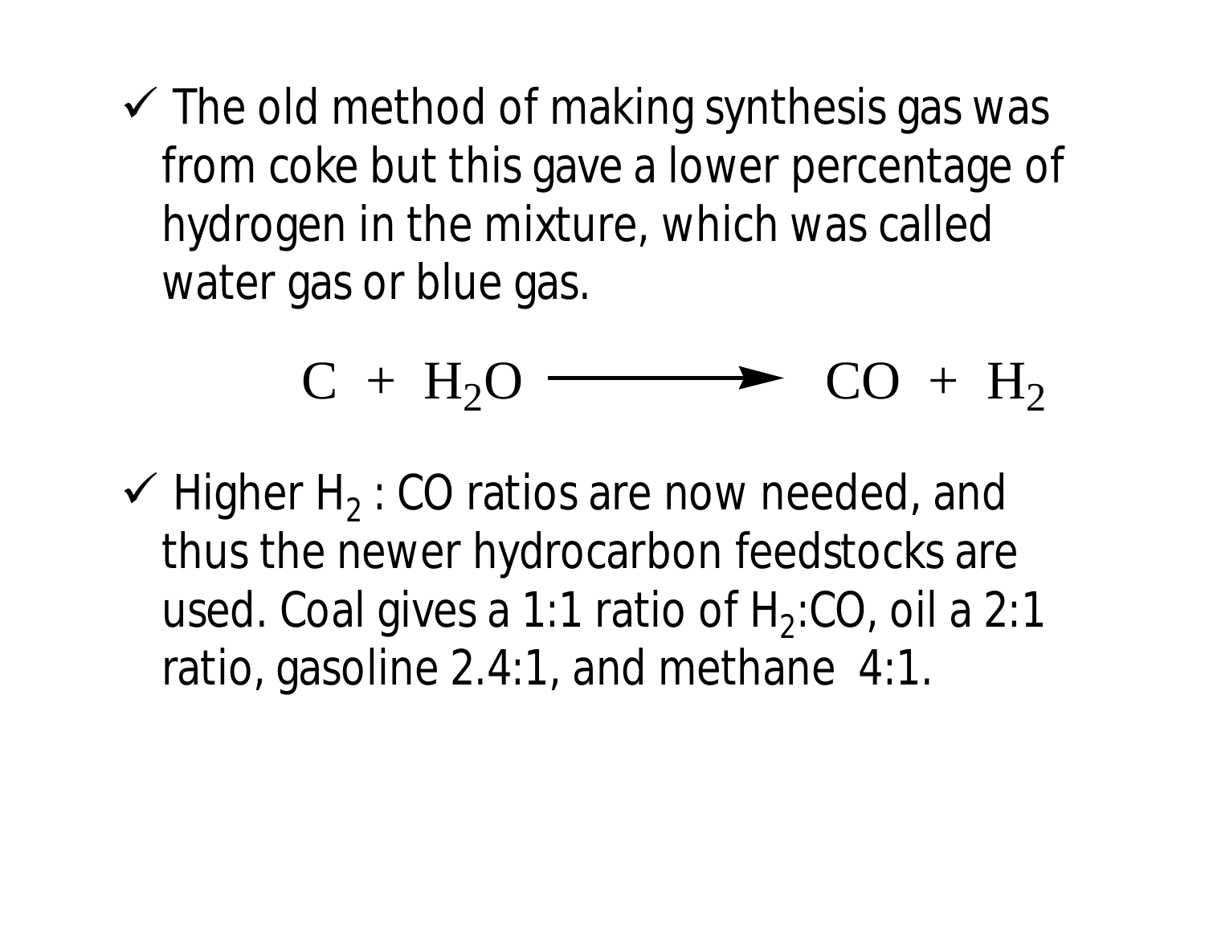- ✓ The old method of making synthesis gas was from coke but this gave a lower percentage of hydrogen in the mixture, which was called water gas or blue gas.

$$C + H_2O \longrightarrow CO + H_2$$

- ✓ Higher $H_2$ : CO ratios are now needed, and thus the newer hydrocarbon feedstocks are used. Coal gives a 1:1 ratio of $H_2$:CO, oil a 2:1 ratio, gasoline 2.4:1, and methane 4:1.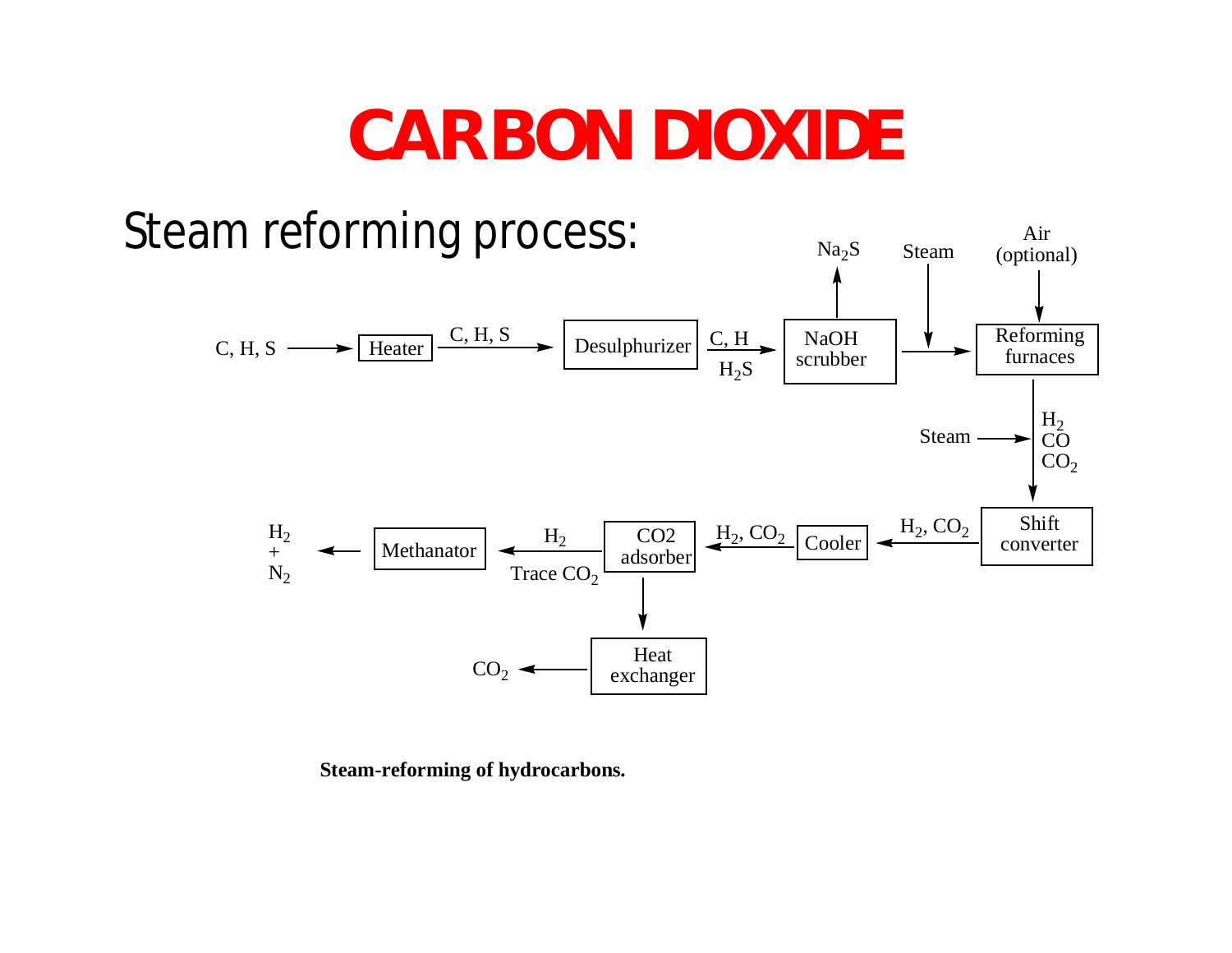# CARBON DIOXIDE

## Steam reforming process:

C, H, S → Heater → C, H, S → Desulphurizer → C, H / $H_2S$ → NaOH scrubber → $Na_2S$

NaOH scrubber → (Steam) → Reforming furnaces ← Air (optional)

Reforming furnaces → $H_2$, CO, $CO_2$ (+ Steam) → Shift converter

Shift converter → $H_2$, $CO_2$ → Cooler → $H_2$, $CO_2$ → CO2 adsorber

CO2 adsorber → $H_2$ / Trace $CO_2$ → Methanator → $H_2$ + $N_2$

CO2 adsorber → Heat exchanger → $CO_2$

**Steam-reforming of hydrocarbons.**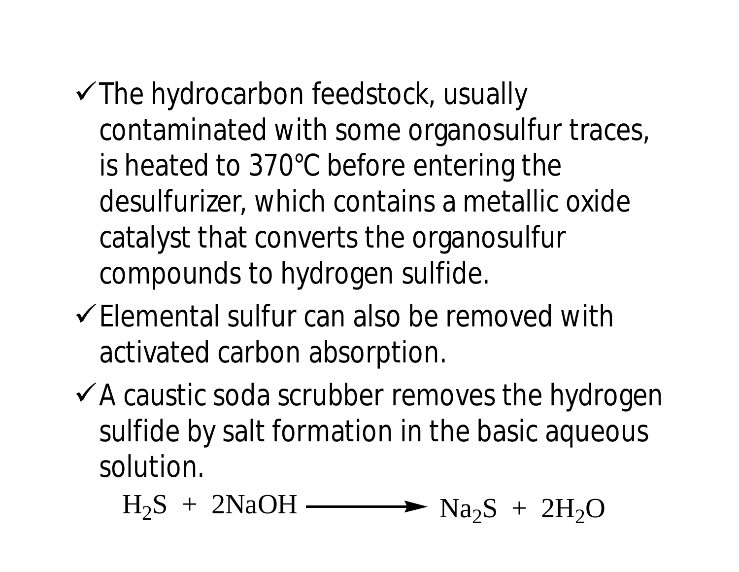- ✓ The hydrocarbon feedstock, usually contaminated with some organosulfur traces, is heated to 370℃ before entering the desulfurizer, which contains a metallic oxide catalyst that converts the organosulfur compounds to hydrogen sulfide.
- ✓ Elemental sulfur can also be removed with activated carbon absorption.
- ✓ A caustic soda scrubber removes the hydrogen sulfide by salt formation in the basic aqueous solution.

$$H_2S + 2NaOH \longrightarrow Na_2S + 2H_2O$$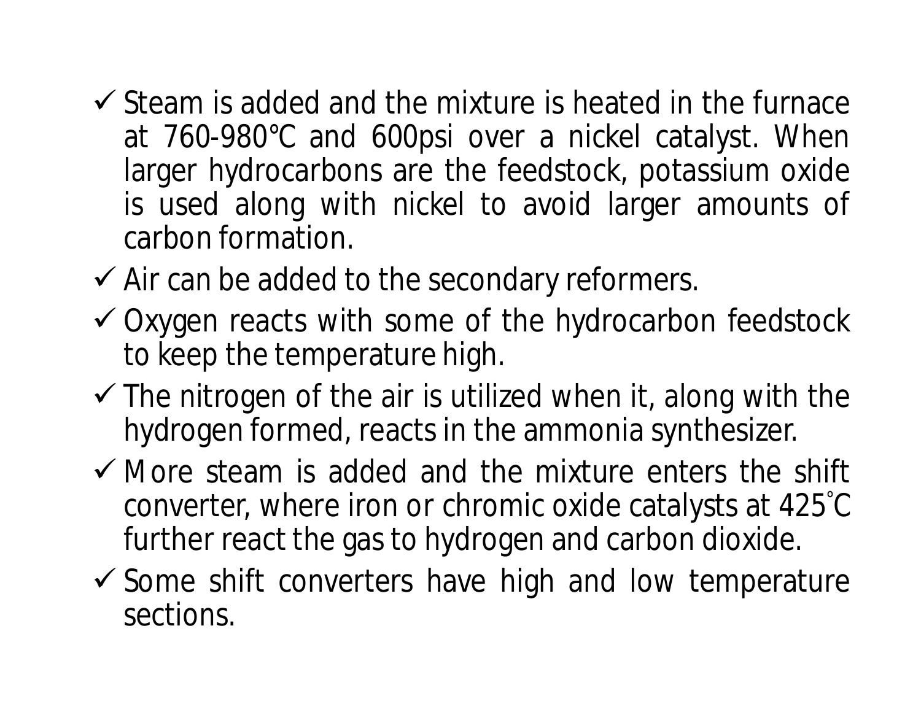- ✓ Steam is added and the mixture is heated in the furnace at 760-980℃ and 600psi over a nickel catalyst. When larger hydrocarbons are the feedstock, potassium oxide is used along with nickel to avoid larger amounts of carbon formation.
- ✓ Air can be added to the secondary reformers.
- ✓ Oxygen reacts with some of the hydrocarbon feedstock to keep the temperature high.
- ✓ The nitrogen of the air is utilized when it, along with the hydrogen formed, reacts in the ammonia synthesizer.
- ✓ More steam is added and the mixture enters the shift converter, where iron or chromic oxide catalysts at 425˚C further react the gas to hydrogen and carbon dioxide.
- ✓ Some shift converters have high and low temperature sections.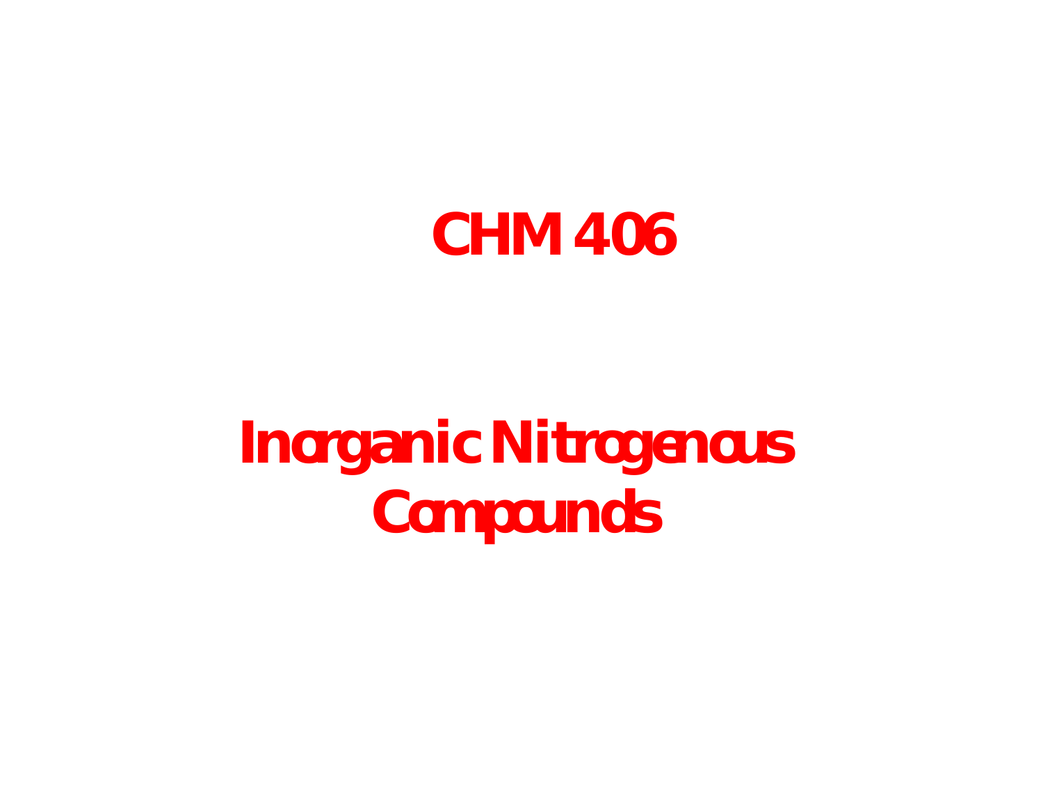# CHM 406

# Inorganic Nitrogenous Compounds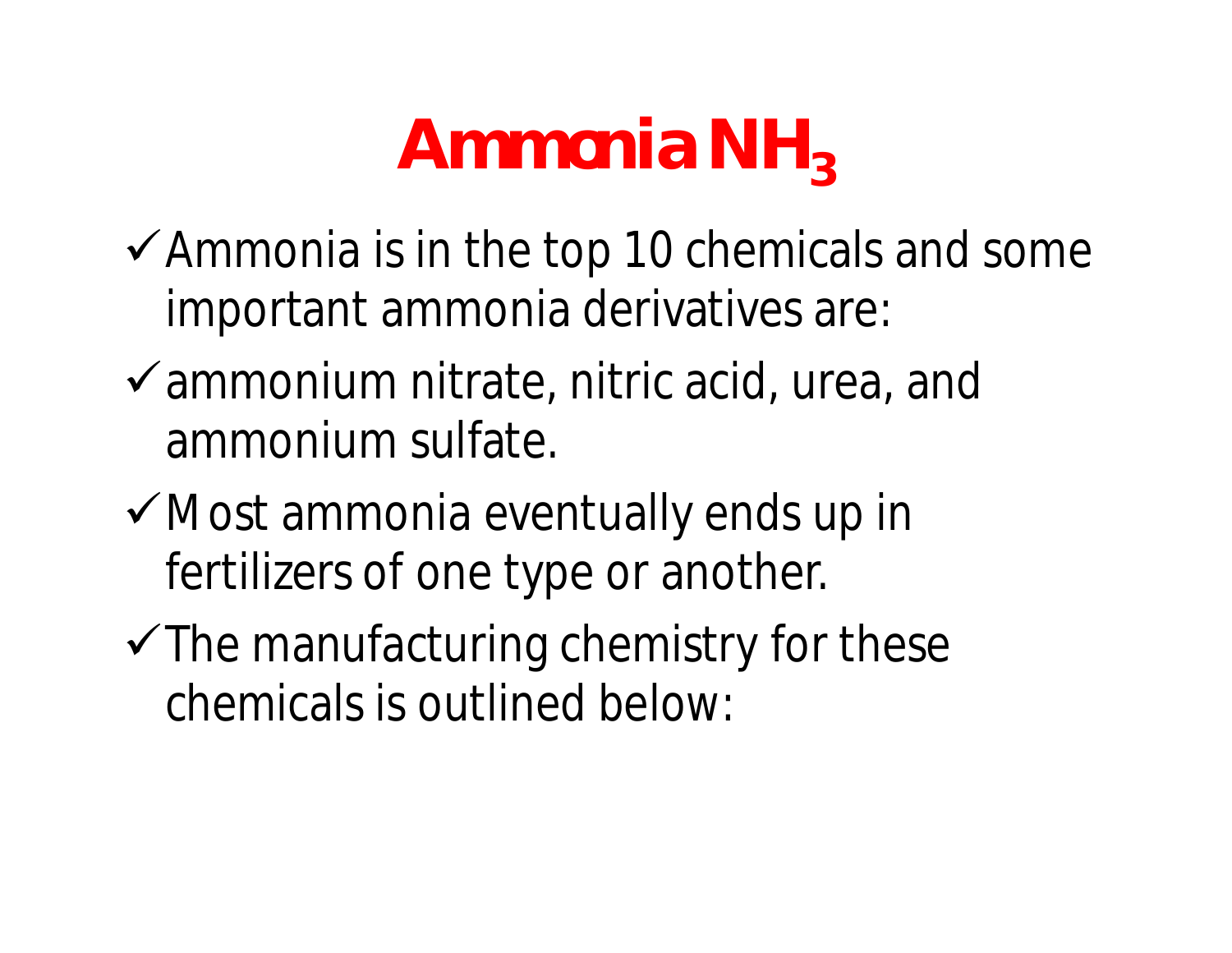# Ammonia $NH_3$

- ✓ Ammonia is in the top 10 chemicals and some important ammonia derivatives are:
- ✓ ammonium nitrate, nitric acid, urea, and ammonium sulfate.
- ✓ Most ammonia eventually ends up in fertilizers of one type or another.
- ✓ The manufacturing chemistry for these chemicals is outlined below: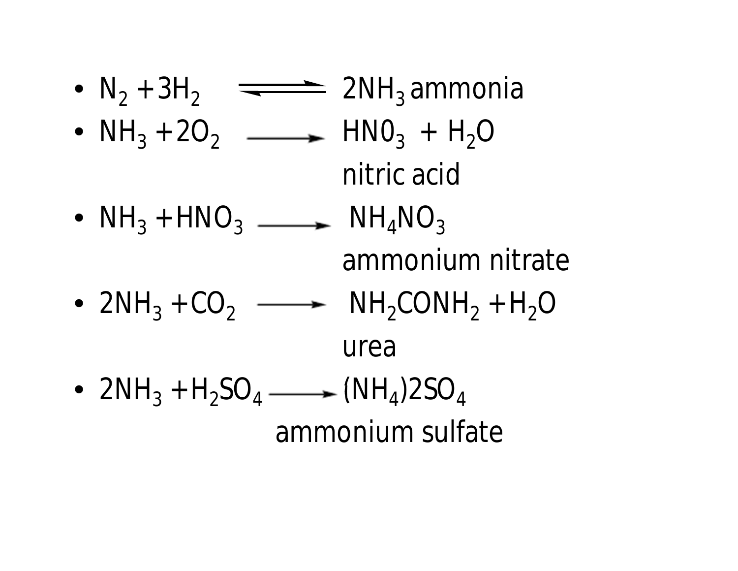- $N_2 + 3H_2 \rightleftharpoons 2NH_3$ ammonia
- $NH_3 + 2O_2 \longrightarrow HN0_3 + H_2O$
  nitric acid
- $NH_3 + HNO_3 \longrightarrow NH_4NO_3$
  ammonium nitrate
- $2NH_3 + CO_2 \longrightarrow NH_2CONH_2 + H_2O$
  urea
- $2NH_3 + H_2SO_4 \longrightarrow (NH_4)2SO_4$
  ammonium sulfate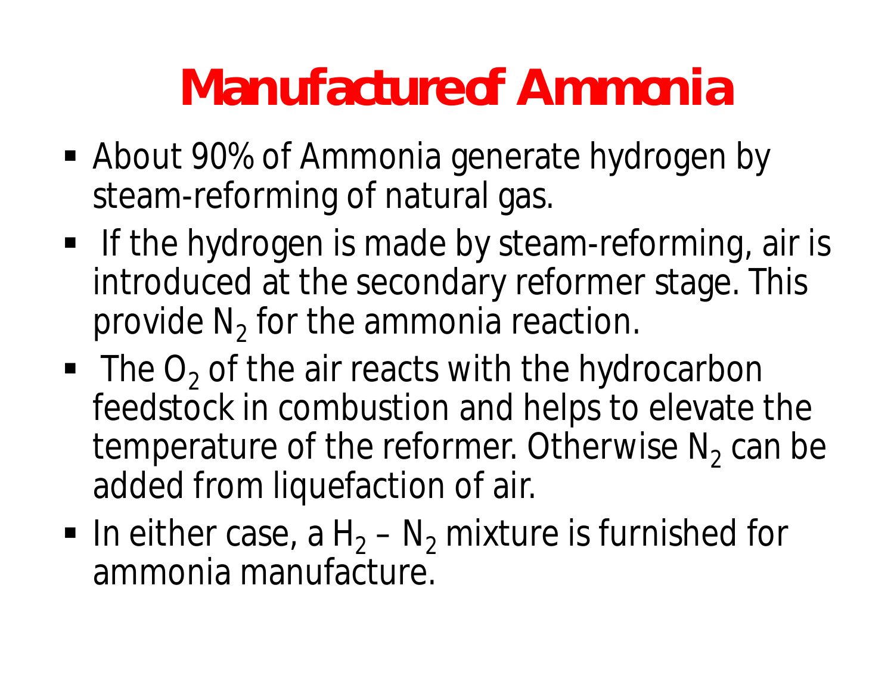# Manufacture of Ammonia

- About 90% of Ammonia generate hydrogen by steam-reforming of natural gas.
- If the hydrogen is made by steam-reforming, air is introduced at the secondary reformer stage. This provide $N_2$ for the ammonia reaction.
- The $O_2$ of the air reacts with the hydrocarbon feedstock in combustion and helps to elevate the temperature of the reformer. Otherwise $N_2$ can be added from liquefaction of air.
- In either case, a $H_2$ – $N_2$ mixture is furnished for ammonia manufacture.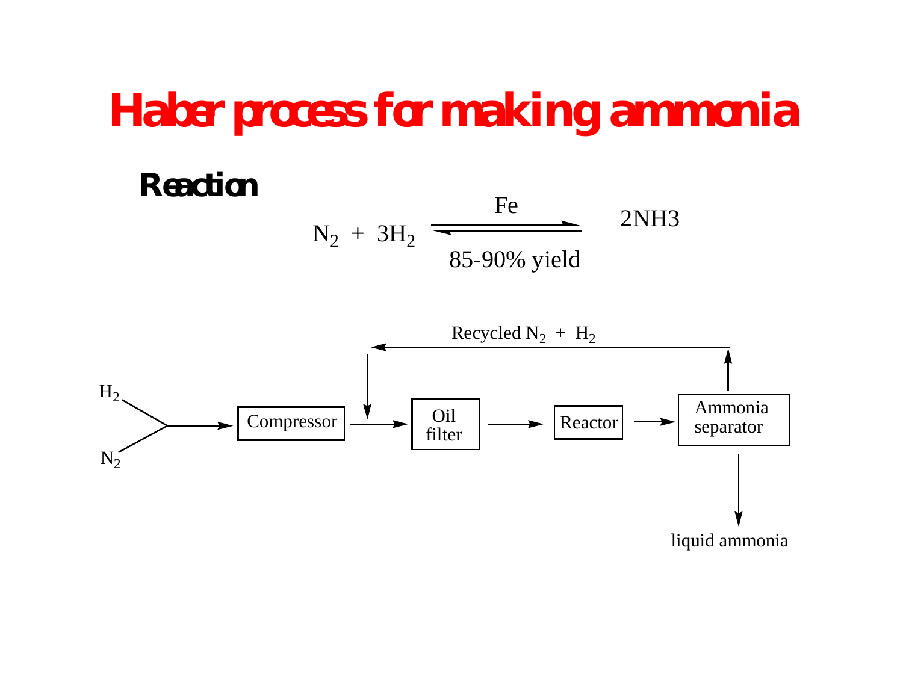# Haber process for making ammonia

## Reaction

$$N_2 + 3H_2 \underset{\text{85-90\% yield}}{\overset{\text{Fe}}{\rightleftharpoons}} 2NH3$$

$H_2$, $N_2$ → Compressor → Oil filter → Reactor → Ammonia separator → liquid ammonia

Ammonia separator → Recycled $N_2$ + $H_2$ → (back to the stream between Compressor and Oil filter)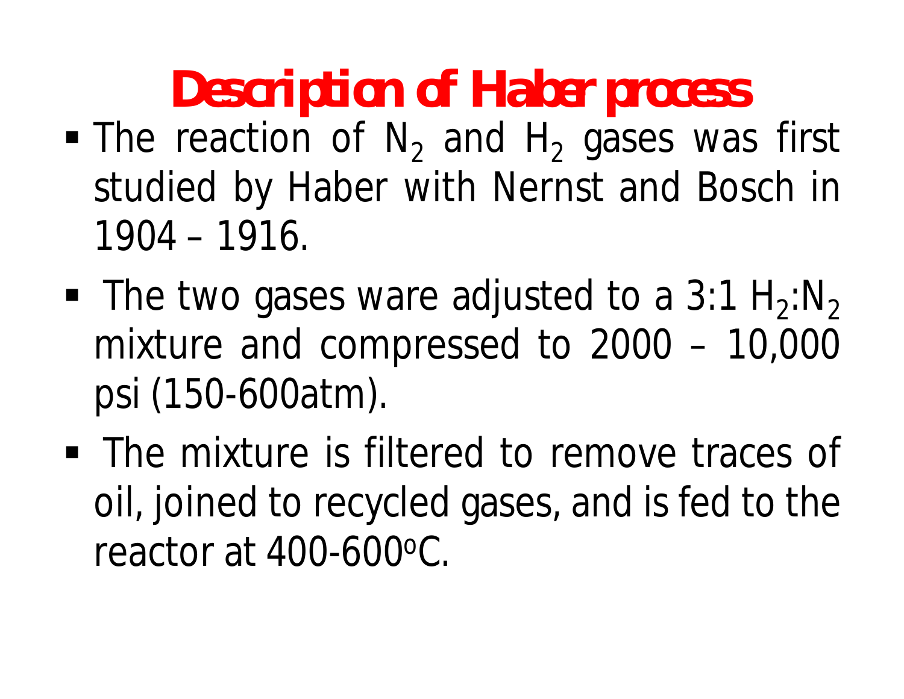# Description of Haber process

- The reaction of $N_2$ and $H_2$ gases was first studied by Haber with Nernst and Bosch in 1904 – 1916.
- The two gases ware adjusted to a 3:1 $H_2$:$N_2$ mixture and compressed to 2000 – 10,000 psi (150-600atm).
- The mixture is filtered to remove traces of oil, joined to recycled gases, and is fed to the reactor at 400-600$^{o}$C.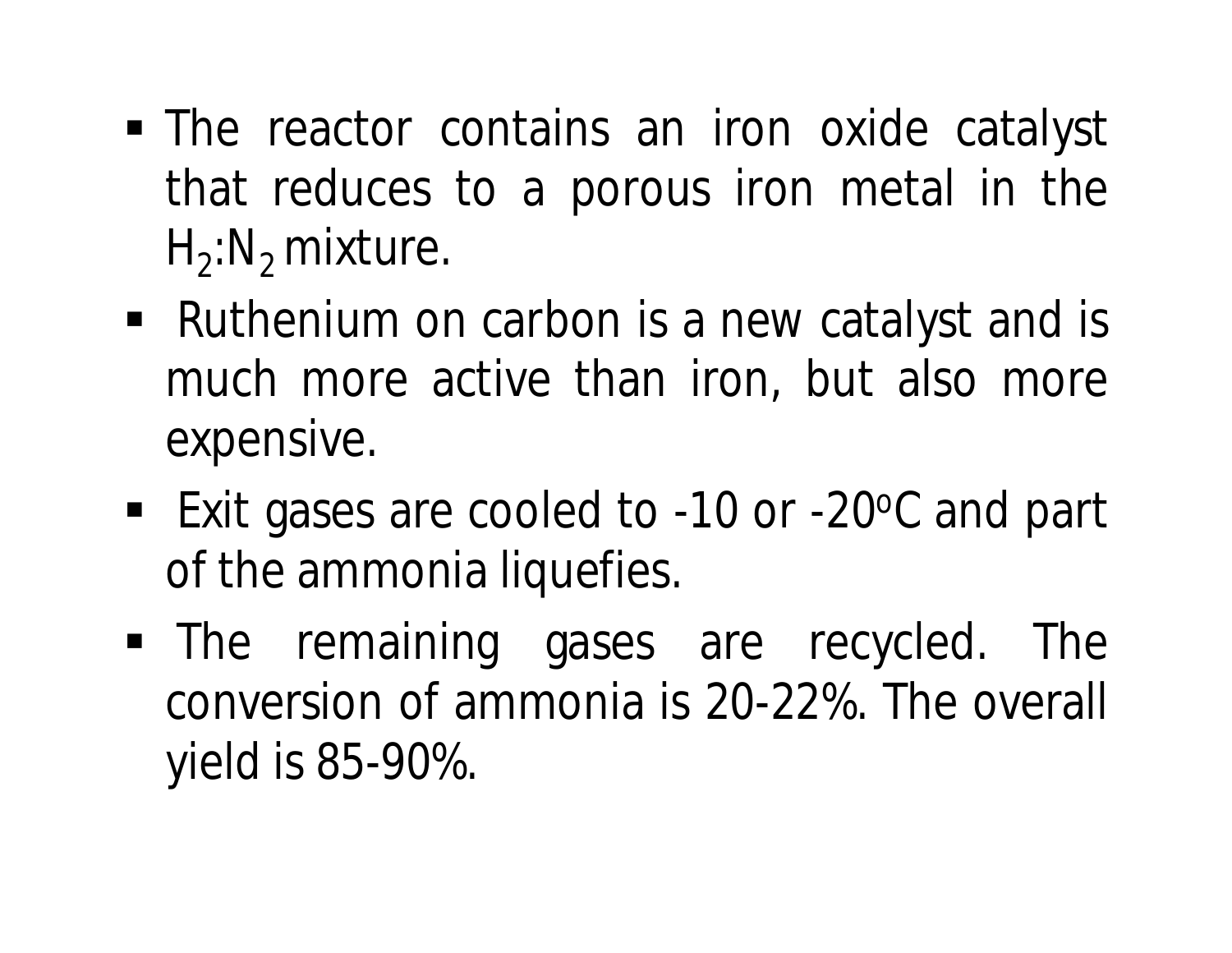- The reactor contains an iron oxide catalyst that reduces to a porous iron metal in the $H_2$:$N_2$ mixture.
- Ruthenium on carbon is a new catalyst and is much more active than iron, but also more expensive.
- Exit gases are cooled to -10 or -20$^{o}$C and part of the ammonia liquefies.
- The remaining gases are recycled. The conversion of ammonia is 20-22%. The overall yield is 85-90%.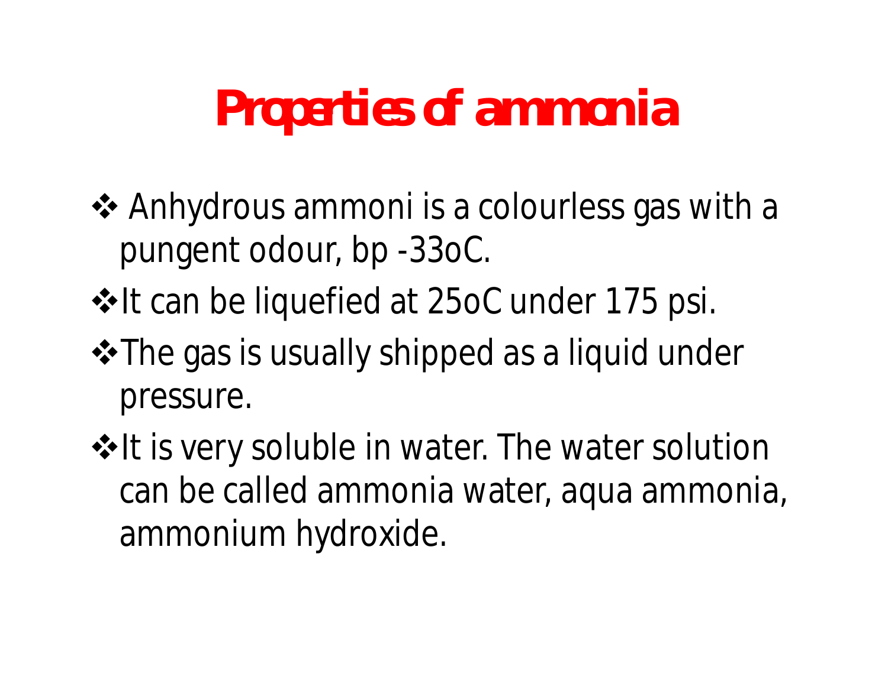# Properties of ammonia

- Anhydrous ammoni is a colourless gas with a pungent odour, bp -33oC.
- It can be liquefied at 25oC under 175 psi.
- The gas is usually shipped as a liquid under pressure.
- It is very soluble in water. The water solution can be called ammonia water, aqua ammonia, ammonium hydroxide.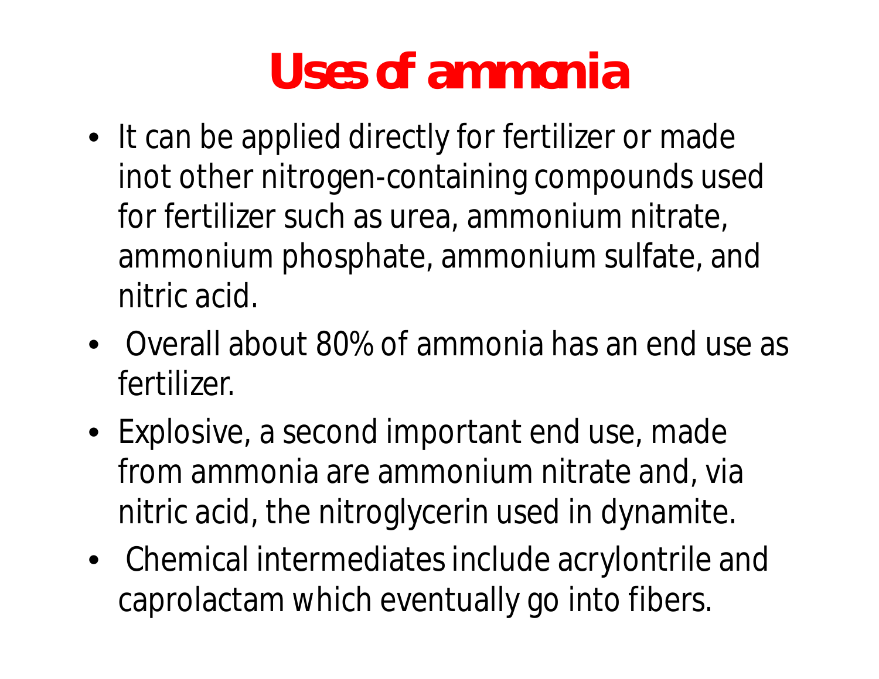# Uses of ammonia

- It can be applied directly for fertilizer or made inot other nitrogen-containing compounds used for fertilizer such as urea, ammonium nitrate, ammonium phosphate, ammonium sulfate, and nitric acid.
- Overall about 80% of ammonia has an end use as fertilizer.
- Explosive, a second important end use, made from ammonia are ammonium nitrate and, via nitric acid, the nitroglycerin used in dynamite.
- Chemical intermediates include acrylontrile and caprolactam which eventually go into fibers.